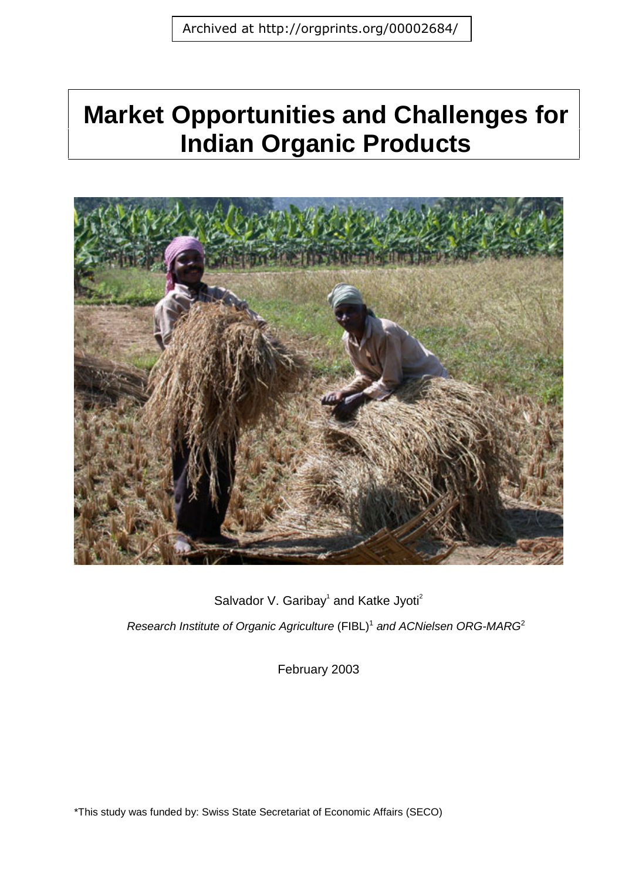Archived at http://orgprints.org/00002684/

# Market Opportunities and Challenges for Indian Organic Products

Salvador V. Garibay[1] and Katke Jyoti[2]

*Research Institute of Organic Agriculture* (FIBL)[1] *and ACNielsen ORG-MARG*[2]

February 2003

*This study was funded by: Swiss State Secretariat of Economic Affairs (SECO)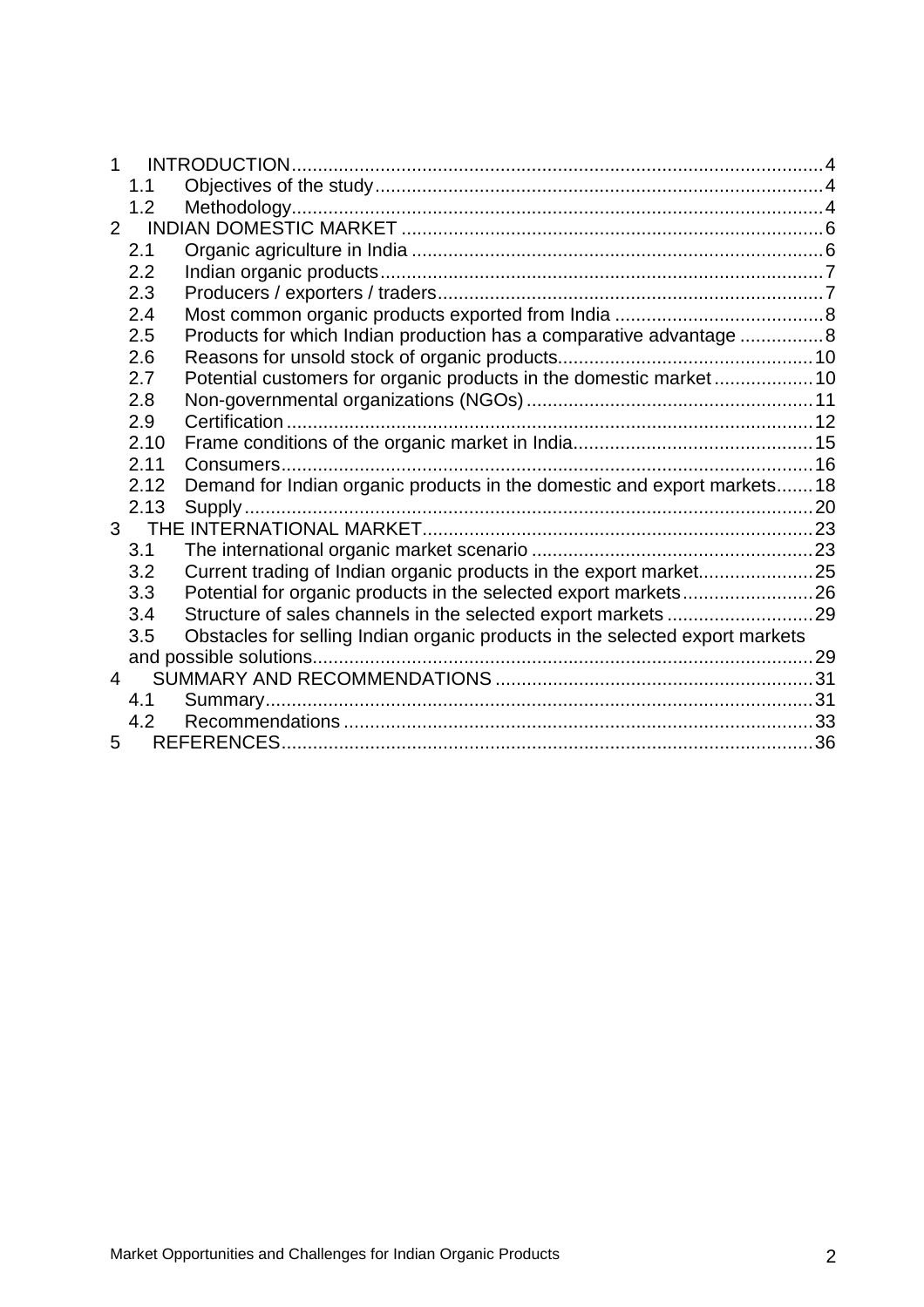1 INTRODUCTION.....4
  1.1 Objectives of the study.....4
  1.2 Methodology.....4
2 INDIAN DOMESTIC MARKET.....6
  2.1 Organic agriculture in India.....6
  2.2 Indian organic products.....7
  2.3 Producers / exporters / traders.....7
  2.4 Most common organic products exported from India.....8
  2.5 Products for which Indian production has a comparative advantage.....8
  2.6 Reasons for unsold stock of organic products.....10
  2.7 Potential customers for organic products in the domestic market.....10
  2.8 Non-governmental organizations (NGOs).....11
  2.9 Certification.....12
  2.10 Frame conditions of the organic market in India.....15
  2.11 Consumers.....16
  2.12 Demand for Indian organic products in the domestic and export markets.....18
  2.13 Supply.....20
3 THE INTERNATIONAL MARKET.....23
  3.1 The international organic market scenario.....23
  3.2 Current trading of Indian organic products in the export market.....25
  3.3 Potential for organic products in the selected export markets.....26
  3.4 Structure of sales channels in the selected export markets.....29
  3.5 Obstacles for selling Indian organic products in the selected export markets and possible solutions.....29
4 SUMMARY AND RECOMMENDATIONS.....31
  4.1 Summary.....31
  4.2 Recommendations.....33
5 REFERENCES.....36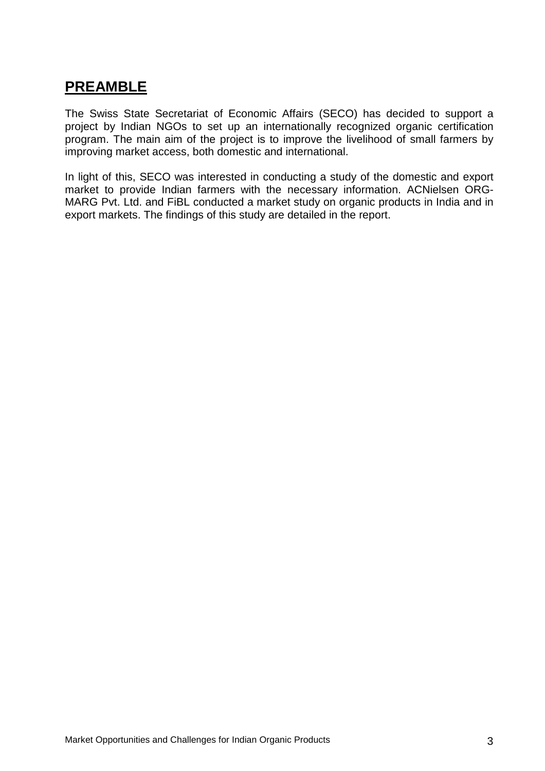## PREAMBLE

The Swiss State Secretariat of Economic Affairs (SECO) has decided to support a project by Indian NGOs to set up an internationally recognized organic certification program. The main aim of the project is to improve the livelihood of small farmers by improving market access, both domestic and international.

In light of this, SECO was interested in conducting a study of the domestic and export market to provide Indian farmers with the necessary information. ACNielsen ORG-MARG Pvt. Ltd. and FiBL conducted a market study on organic products in India and in export markets. The findings of this study are detailed in the report.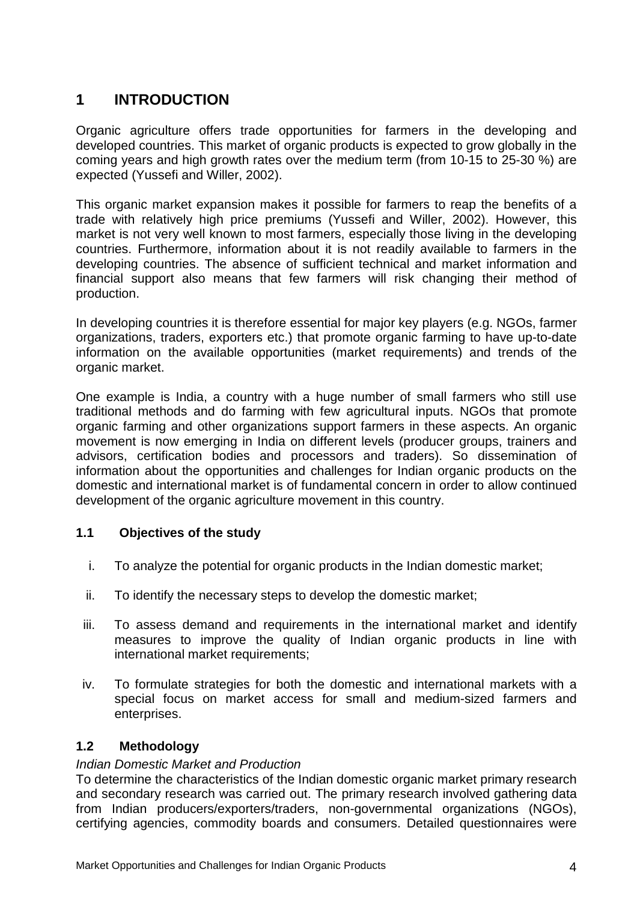# 1 INTRODUCTION

Organic agriculture offers trade opportunities for farmers in the developing and developed countries. This market of organic products is expected to grow globally in the coming years and high growth rates over the medium term (from 10-15 to 25-30 %) are expected (Yussefi and Willer, 2002).

This organic market expansion makes it possible for farmers to reap the benefits of a trade with relatively high price premiums (Yussefi and Willer, 2002). However, this market is not very well known to most farmers, especially those living in the developing countries. Furthermore, information about it is not readily available to farmers in the developing countries. The absence of sufficient technical and market information and financial support also means that few farmers will risk changing their method of production.

In developing countries it is therefore essential for major key players (e.g. NGOs, farmer organizations, traders, exporters etc.) that promote organic farming to have up-to-date information on the available opportunities (market requirements) and trends of the organic market.

One example is India, a country with a huge number of small farmers who still use traditional methods and do farming with few agricultural inputs. NGOs that promote organic farming and other organizations support farmers in these aspects. An organic movement is now emerging in India on different levels (producer groups, trainers and advisors, certification bodies and processors and traders). So dissemination of information about the opportunities and challenges for Indian organic products on the domestic and international market is of fundamental concern in order to allow continued development of the organic agriculture movement in this country.

## 1.1 Objectives of the study

i. To analyze the potential for organic products in the Indian domestic market;

ii. To identify the necessary steps to develop the domestic market;

iii. To assess demand and requirements in the international market and identify measures to improve the quality of Indian organic products in line with international market requirements;

iv. To formulate strategies for both the domestic and international markets with a special focus on market access for small and medium-sized farmers and enterprises.

## 1.2 Methodology

*Indian Domestic Market and Production*

To determine the characteristics of the Indian domestic organic market primary research and secondary research was carried out. The primary research involved gathering data from Indian producers/exporters/traders, non-governmental organizations (NGOs), certifying agencies, commodity boards and consumers. Detailed questionnaires were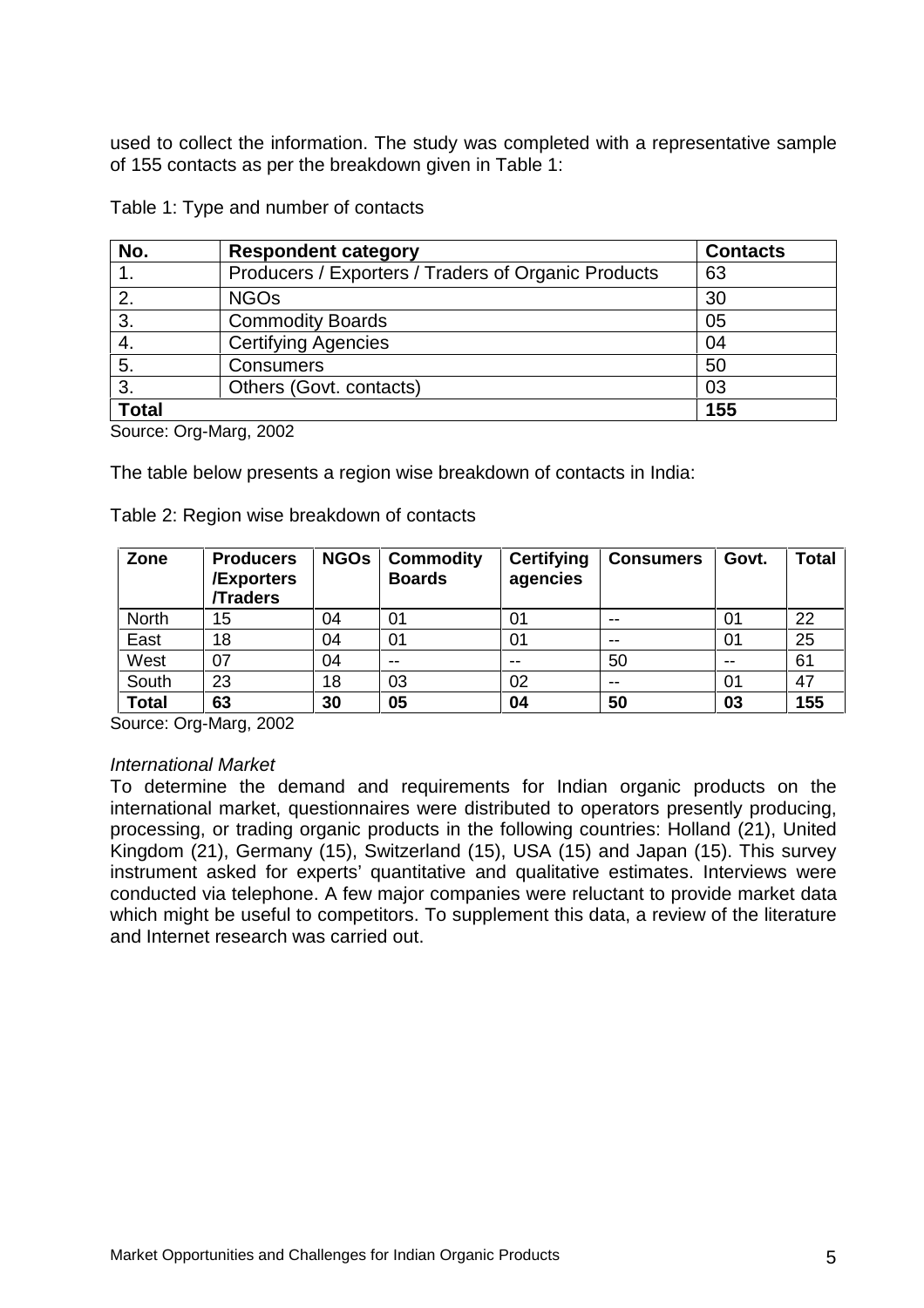used to collect the information. The study was completed with a representative sample of 155 contacts as per the breakdown given in Table 1:

Table 1: Type and number of contacts

| No. | Respondent category | Contacts |
|---|---|---|
| 1. | Producers / Exporters / Traders of Organic Products | 63 |
| 2. | NGOs | 30 |
| 3. | Commodity Boards | 05 |
| 4. | Certifying Agencies | 04 |
| 5. | Consumers | 50 |
| 3. | Others (Govt. contacts) | 03 |
| **Total** | | **155** |

Source: Org-Marg, 2002

The table below presents a region wise breakdown of contacts in India:

Table 2: Region wise breakdown of contacts

| Zone | Producers /Exporters /Traders | NGOs | Commodity Boards | Certifying agencies | Consumers | Govt. | Total |
|---|---|---|---|---|---|---|---|
| North | 15 | 04 | 01 | 01 | -- | 01 | 22 |
| East | 18 | 04 | 01 | 01 | -- | 01 | 25 |
| West | 07 | 04 | -- | -- | 50 | -- | 61 |
| South | 23 | 18 | 03 | 02 | -- | 01 | 47 |
| **Total** | **63** | **30** | **05** | **04** | **50** | **03** | **155** |

Source: Org-Marg, 2002

*International Market*

To determine the demand and requirements for Indian organic products on the international market, questionnaires were distributed to operators presently producing, processing, or trading organic products in the following countries: Holland (21), United Kingdom (21), Germany (15), Switzerland (15), USA (15) and Japan (15). This survey instrument asked for experts' quantitative and qualitative estimates. Interviews were conducted via telephone. A few major companies were reluctant to provide market data which might be useful to competitors. To supplement this data, a review of the literature and Internet research was carried out.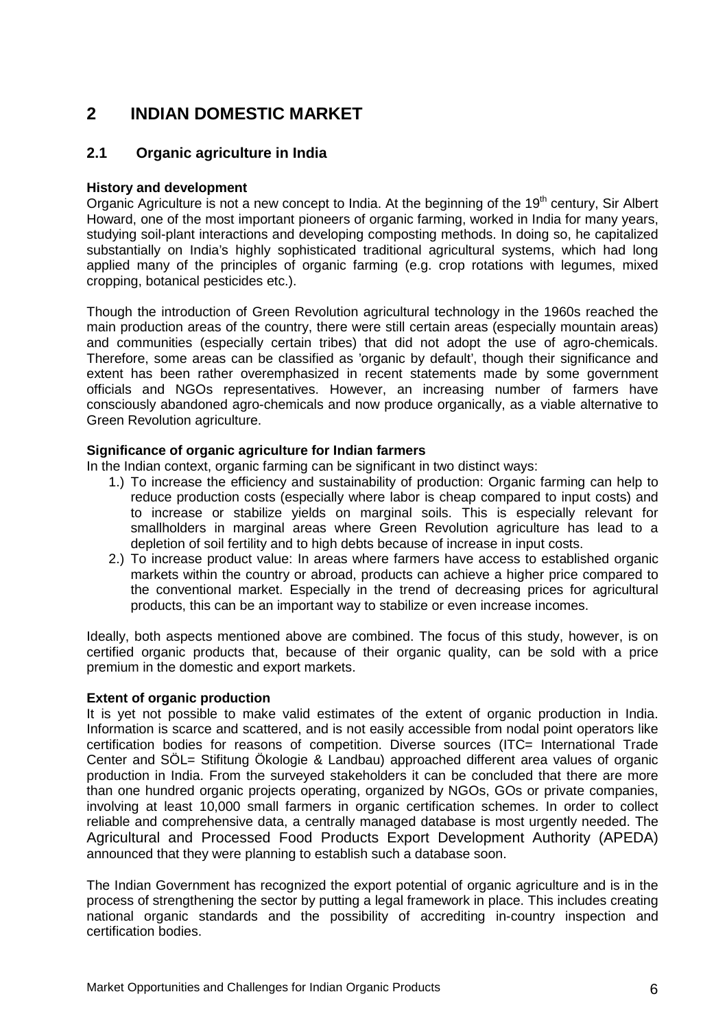# 2 INDIAN DOMESTIC MARKET

## 2.1 Organic agriculture in India

**History and development**

Organic Agriculture is not a new concept to India. At the beginning of the 19$^{th}$ century, Sir Albert Howard, one of the most important pioneers of organic farming, worked in India for many years, studying soil-plant interactions and developing composting methods. In doing so, he capitalized substantially on India's highly sophisticated traditional agricultural systems, which had long applied many of the principles of organic farming (e.g. crop rotations with legumes, mixed cropping, botanical pesticides etc.).

Though the introduction of Green Revolution agricultural technology in the 1960s reached the main production areas of the country, there were still certain areas (especially mountain areas) and communities (especially certain tribes) that did not adopt the use of agro-chemicals. Therefore, some areas can be classified as 'organic by default', though their significance and extent has been rather overemphasized in recent statements made by some government officials and NGOs representatives. However, an increasing number of farmers have consciously abandoned agro-chemicals and now produce organically, as a viable alternative to Green Revolution agriculture.

**Significance of organic agriculture for Indian farmers**

In the Indian context, organic farming can be significant in two distinct ways:

1.) To increase the efficiency and sustainability of production: Organic farming can help to reduce production costs (especially where labor is cheap compared to input costs) and to increase or stabilize yields on marginal soils. This is especially relevant for smallholders in marginal areas where Green Revolution agriculture has lead to a depletion of soil fertility and to high debts because of increase in input costs.

2.) To increase product value: In areas where farmers have access to established organic markets within the country or abroad, products can achieve a higher price compared to the conventional market. Especially in the trend of decreasing prices for agricultural products, this can be an important way to stabilize or even increase incomes.

Ideally, both aspects mentioned above are combined. The focus of this study, however, is on certified organic products that, because of their organic quality, can be sold with a price premium in the domestic and export markets.

**Extent of organic production**

It is yet not possible to make valid estimates of the extent of organic production in India. Information is scarce and scattered, and is not easily accessible from nodal point operators like certification bodies for reasons of competition. Diverse sources (ITC= International Trade Center and SÖL= Stifitung Ökologie & Landbau) approached different area values of organic production in India. From the surveyed stakeholders it can be concluded that there are more than one hundred organic projects operating, organized by NGOs, GOs or private companies, involving at least 10,000 small farmers in organic certification schemes. In order to collect reliable and comprehensive data, a centrally managed database is most urgently needed. The Agricultural and Processed Food Products Export Development Authority (APEDA) announced that they were planning to establish such a database soon.

The Indian Government has recognized the export potential of organic agriculture and is in the process of strengthening the sector by putting a legal framework in place. This includes creating national organic standards and the possibility of accrediting in-country inspection and certification bodies.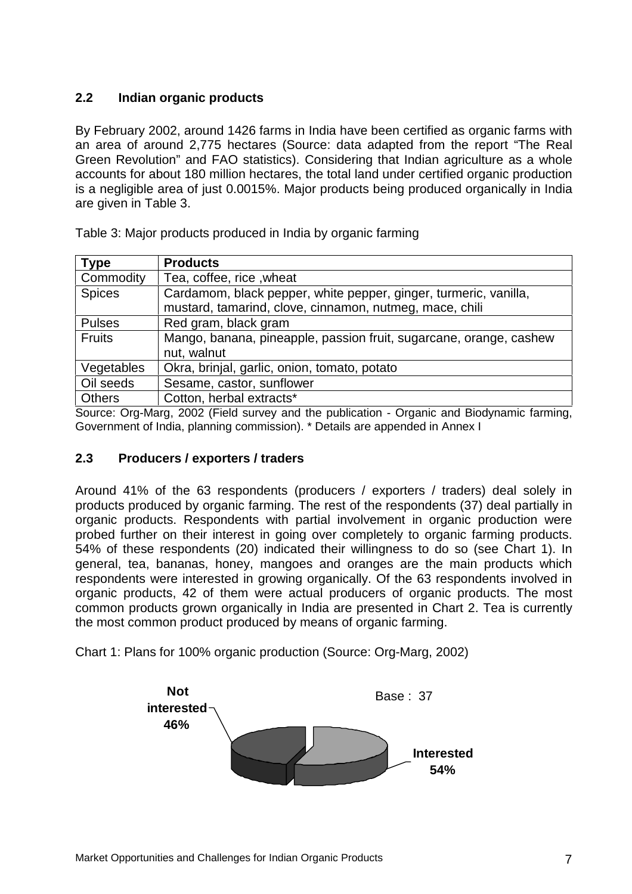## 2.2 Indian organic products

By February 2002, around 1426 farms in India have been certified as organic farms with an area of around 2,775 hectares (Source: data adapted from the report "The Real Green Revolution" and FAO statistics). Considering that Indian agriculture as a whole accounts for about 180 million hectares, the total land under certified organic production is a negligible area of just 0.0015%. Major products being produced organically in India are given in Table 3.

Table 3: Major products produced in India by organic farming

| Type | Products |
|---|---|
| Commodity | Tea, coffee, rice ,wheat |
| Spices | Cardamom, black pepper, white pepper, ginger, turmeric, vanilla, mustard, tamarind, clove, cinnamon, nutmeg, mace, chili |
| Pulses | Red gram, black gram |
| Fruits | Mango, banana, pineapple, passion fruit, sugarcane, orange, cashew nut, walnut |
| Vegetables | Okra, brinjal, garlic, onion, tomato, potato |
| Oil seeds | Sesame, castor, sunflower |
| Others | Cotton, herbal extracts* |

Source: Org-Marg, 2002 (Field survey and the publication - Organic and Biodynamic farming, Government of India, planning commission). * Details are appended in Annex I

## 2.3 Producers / exporters / traders

Around 41% of the 63 respondents (producers / exporters / traders) deal solely in products produced by organic farming. The rest of the respondents (37) deal partially in organic products. Respondents with partial involvement in organic production were probed further on their interest in going over completely to organic farming products. 54% of these respondents (20) indicated their willingness to do so (see Chart 1). In general, tea, bananas, honey, mangoes and oranges are the main products which respondents were interested in growing organically. Of the 63 respondents involved in organic products, 42 of them were actual producers of organic products. The most common products grown organically in India are presented in Chart 2. Tea is currently the most common product produced by means of organic farming.

Chart 1: Plans for 100% organic production (Source: Org-Marg, 2002)

Base : 37

Not interested 46%

Interested 54%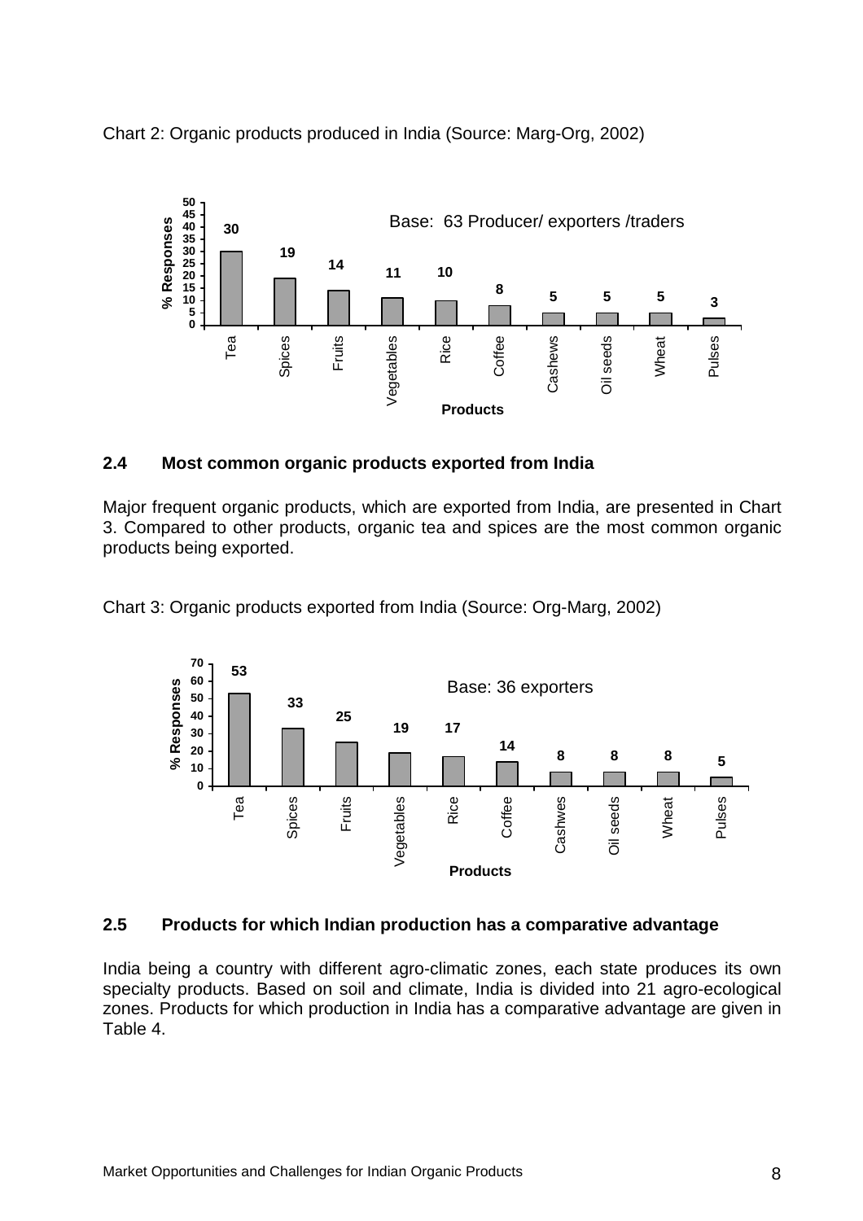Chart 2: Organic products produced in India (Source: Marg-Org, 2002)

Base: 63 Producer/ exporters /traders

| Products | % Responses |
|---|---|
| Tea | 30 |
| Spices | 19 |
| Fruits | 14 |
| Vegetables | 11 |
| Rice | 10 |
| Coffee | 8 |
| Cashews | 5 |
| Oil seeds | 5 |
| Wheat | 5 |
| Pulses | 3 |

## 2.4 Most common organic products exported from India

Major frequent organic products, which are exported from India, are presented in Chart 3. Compared to other products, organic tea and spices are the most common organic products being exported.

Chart 3: Organic products exported from India (Source: Org-Marg, 2002)

Base: 36 exporters

| Products | % Responses |
|---|---|
| Tea | 53 |
| Spices | 33 |
| Fruits | 25 |
| Vegetables | 19 |
| Rice | 17 |
| Coffee | 14 |
| Cashwes | 8 |
| Oil seeds | 8 |
| Wheat | 8 |
| Pulses | 5 |

## 2.5 Products for which Indian production has a comparative advantage

India being a country with different agro-climatic zones, each state produces its own specialty products. Based on soil and climate, India is divided into 21 agro-ecological zones. Products for which production in India has a comparative advantage are given in Table 4.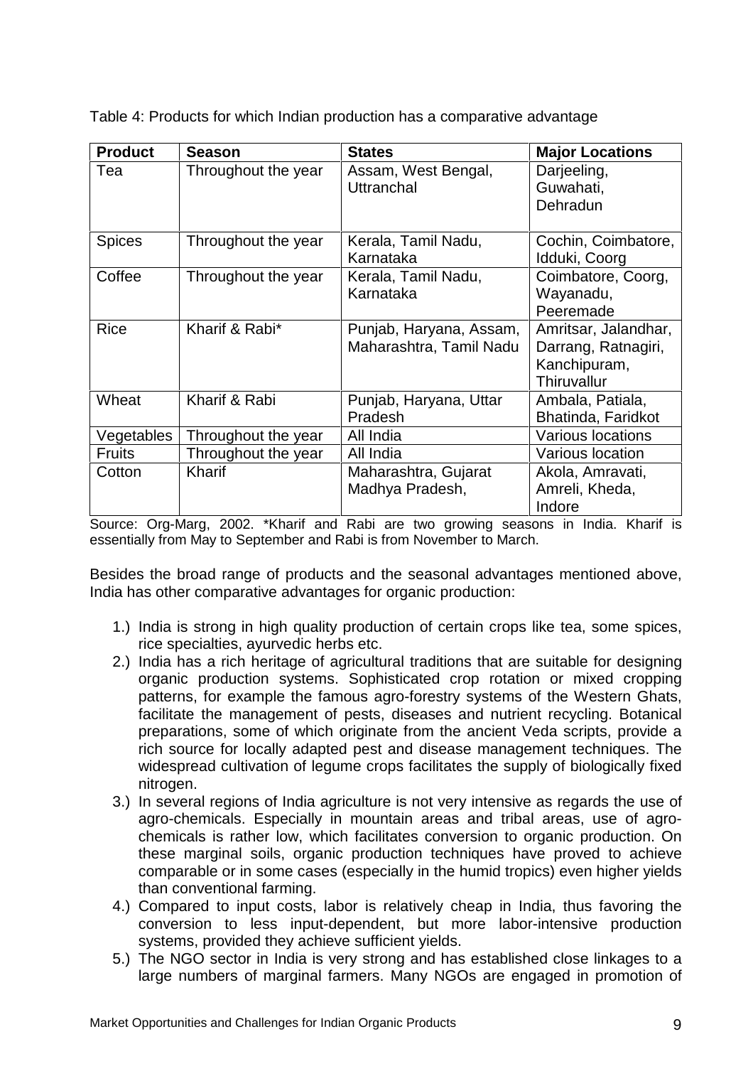Table 4: Products for which Indian production has a comparative advantage

| Product | Season | States | Major Locations |
|---|---|---|---|
| Tea | Throughout the year | Assam, West Bengal, Uttranchal | Darjeeling, Guwahati, Dehradun |
| Spices | Throughout the year | Kerala, Tamil Nadu, Karnataka | Cochin, Coimbatore, Idduki, Coorg |
| Coffee | Throughout the year | Kerala, Tamil Nadu, Karnataka | Coimbatore, Coorg, Wayanadu, Peeremade |
| Rice | Kharif & Rabi* | Punjab, Haryana, Assam, Maharashtra, Tamil Nadu | Amritsar, Jalandhar, Darrang, Ratnagiri, Kanchipuram, Thiruvallur |
| Wheat | Kharif & Rabi | Punjab, Haryana, Uttar Pradesh | Ambala, Patiala, Bhatinda, Faridkot |
| Vegetables | Throughout the year | All India | Various locations |
| Fruits | Throughout the year | All India | Various location |
| Cotton | Kharif | Maharashtra, Gujarat Madhya Pradesh, | Akola, Amravati, Amreli, Kheda, Indore |

Source: Org-Marg, 2002. *Kharif and Rabi are two growing seasons in India. Kharif is essentially from May to September and Rabi is from November to March.

Besides the broad range of products and the seasonal advantages mentioned above, India has other comparative advantages for organic production:

1.) India is strong in high quality production of certain crops like tea, some spices, rice specialties, ayurvedic herbs etc.
2.) India has a rich heritage of agricultural traditions that are suitable for designing organic production systems. Sophisticated crop rotation or mixed cropping patterns, for example the famous agro-forestry systems of the Western Ghats, facilitate the management of pests, diseases and nutrient recycling. Botanical preparations, some of which originate from the ancient Veda scripts, provide a rich source for locally adapted pest and disease management techniques. The widespread cultivation of legume crops facilitates the supply of biologically fixed nitrogen.
3.) In several regions of India agriculture is not very intensive as regards the use of agro-chemicals. Especially in mountain areas and tribal areas, use of agro-chemicals is rather low, which facilitates conversion to organic production. On these marginal soils, organic production techniques have proved to achieve comparable or in some cases (especially in the humid tropics) even higher yields than conventional farming.
4.) Compared to input costs, labor is relatively cheap in India, thus favoring the conversion to less input-dependent, but more labor-intensive production systems, provided they achieve sufficient yields.
5.) The NGO sector in India is very strong and has established close linkages to a large numbers of marginal farmers. Many NGOs are engaged in promotion of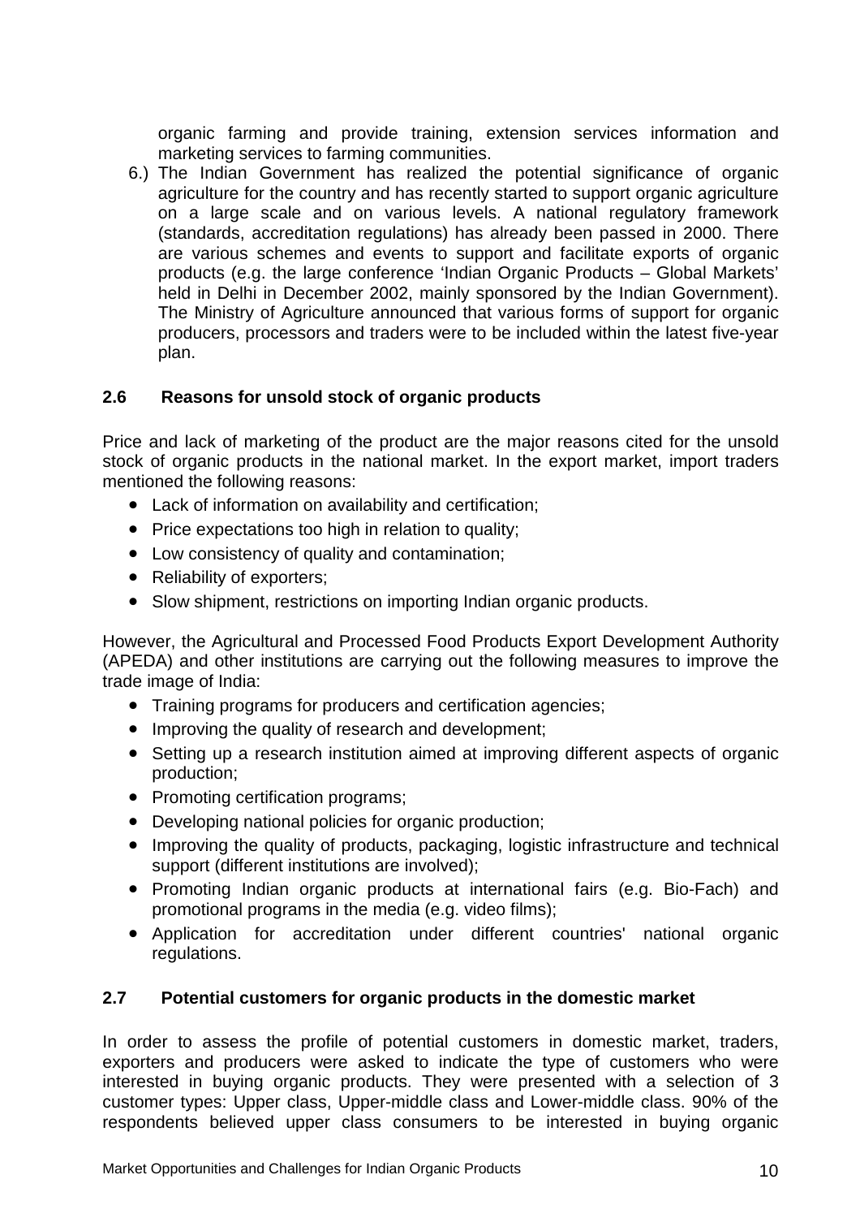organic farming and provide training, extension services information and marketing services to farming communities.

6.) The Indian Government has realized the potential significance of organic agriculture for the country and has recently started to support organic agriculture on a large scale and on various levels. A national regulatory framework (standards, accreditation regulations) has already been passed in 2000. There are various schemes and events to support and facilitate exports of organic products (e.g. the large conference 'Indian Organic Products – Global Markets' held in Delhi in December 2002, mainly sponsored by the Indian Government). The Ministry of Agriculture announced that various forms of support for organic producers, processors and traders were to be included within the latest five-year plan.

### 2.6 Reasons for unsold stock of organic products

Price and lack of marketing of the product are the major reasons cited for the unsold stock of organic products in the national market. In the export market, import traders mentioned the following reasons:

- Lack of information on availability and certification;
- Price expectations too high in relation to quality;
- Low consistency of quality and contamination;
- Reliability of exporters;
- Slow shipment, restrictions on importing Indian organic products.

However, the Agricultural and Processed Food Products Export Development Authority (APEDA) and other institutions are carrying out the following measures to improve the trade image of India:

- Training programs for producers and certification agencies;
- Improving the quality of research and development;
- Setting up a research institution aimed at improving different aspects of organic production;
- Promoting certification programs;
- Developing national policies for organic production;
- Improving the quality of products, packaging, logistic infrastructure and technical support (different institutions are involved);
- Promoting Indian organic products at international fairs (e.g. Bio-Fach) and promotional programs in the media (e.g. video films);
- Application for accreditation under different countries' national organic regulations.

### 2.7 Potential customers for organic products in the domestic market

In order to assess the profile of potential customers in domestic market, traders, exporters and producers were asked to indicate the type of customers who were interested in buying organic products. They were presented with a selection of 3 customer types: Upper class, Upper-middle class and Lower-middle class. 90% of the respondents believed upper class consumers to be interested in buying organic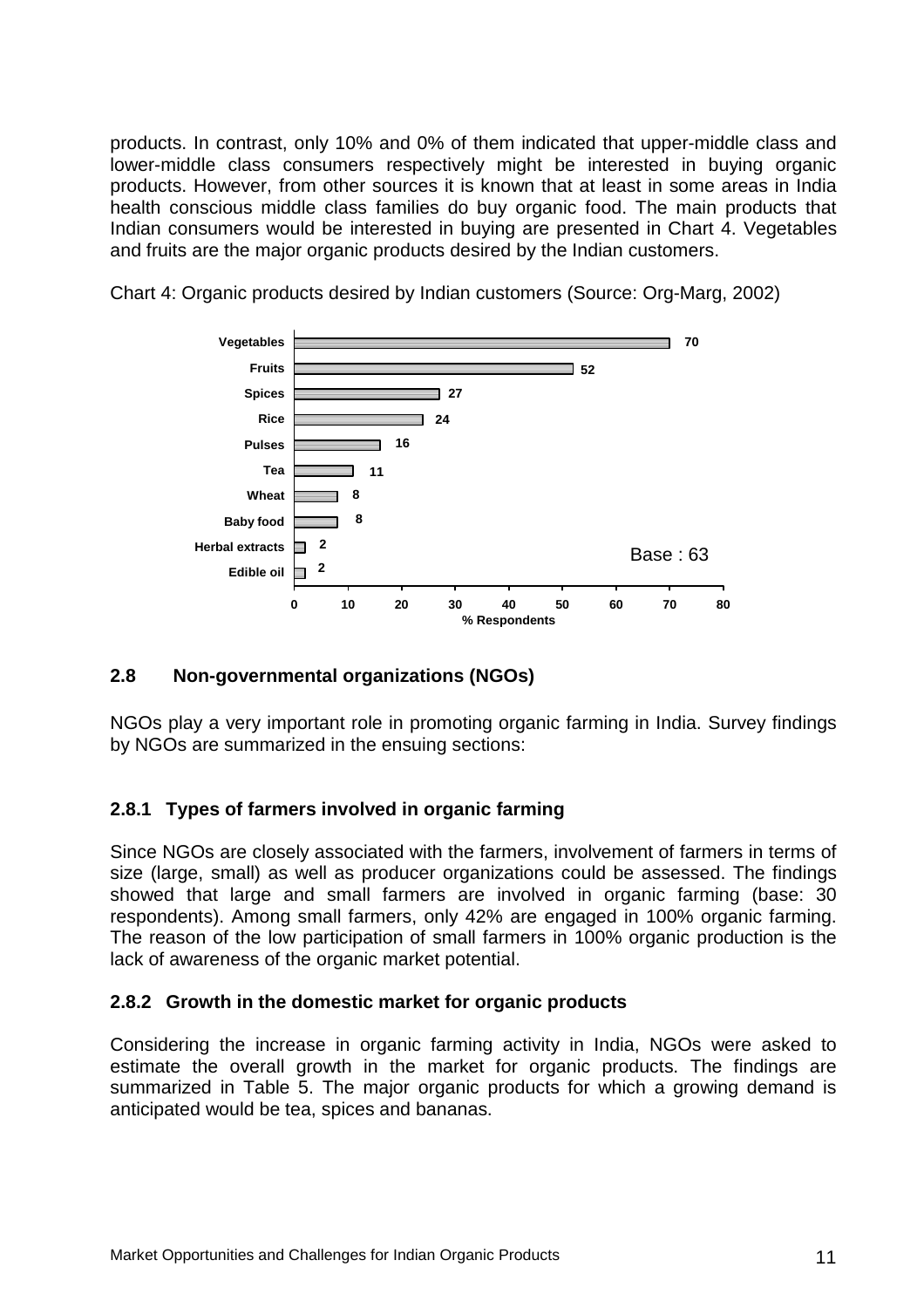products. In contrast, only 10% and 0% of them indicated that upper-middle class and lower-middle class consumers respectively might be interested in buying organic products. However, from other sources it is known that at least in some areas in India health conscious middle class families do buy organic food. The main products that Indian consumers would be interested in buying are presented in Chart 4. Vegetables and fruits are the major organic products desired by the Indian customers.

Chart 4: Organic products desired by Indian customers (Source: Org-Marg, 2002)

| Product | % Respondents |
|---|---|
| Vegetables | 70 |
| Fruits | 52 |
| Spices | 27 |
| Rice | 24 |
| Pulses | 16 |
| Tea | 11 |
| Wheat | 8 |
| Baby food | 8 |
| Herbal extracts | 2 |
| Edible oil | 2 |

Base : 63

### 2.8 Non-governmental organizations (NGOs)

NGOs play a very important role in promoting organic farming in India. Survey findings by NGOs are summarized in the ensuing sections:

#### 2.8.1 Types of farmers involved in organic farming

Since NGOs are closely associated with the farmers, involvement of farmers in terms of size (large, small) as well as producer organizations could be assessed. The findings showed that large and small farmers are involved in organic farming (base: 30 respondents). Among small farmers, only 42% are engaged in 100% organic farming. The reason of the low participation of small farmers in 100% organic production is the lack of awareness of the organic market potential.

#### 2.8.2 Growth in the domestic market for organic products

Considering the increase in organic farming activity in India, NGOs were asked to estimate the overall growth in the market for organic products. The findings are summarized in Table 5. The major organic products for which a growing demand is anticipated would be tea, spices and bananas.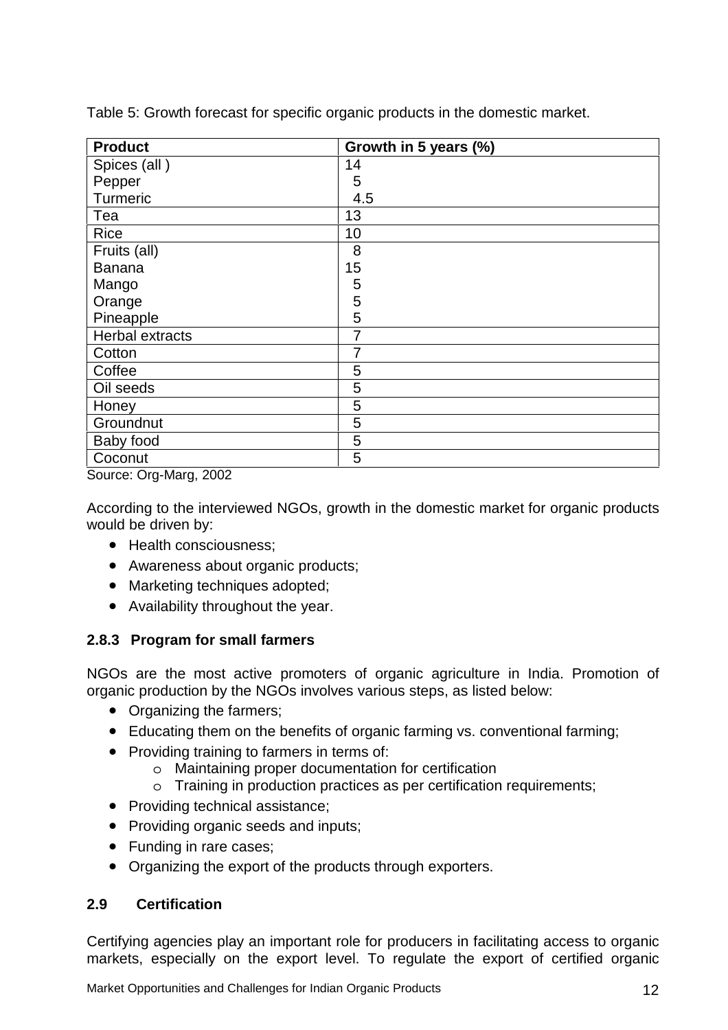Table 5: Growth forecast for specific organic products in the domestic market.

| Product | Growth in 5 years (%) |
|---|---|
| Spices (all ) | 14 |
| Pepper | 5 |
| Turmeric | 4.5 |
| Tea | 13 |
| Rice | 10 |
| Fruits (all) | 8 |
| Banana | 15 |
| Mango | 5 |
| Orange | 5 |
| Pineapple | 5 |
| Herbal extracts | 7 |
| Cotton | 7 |
| Coffee | 5 |
| Oil seeds | 5 |
| Honey | 5 |
| Groundnut | 5 |
| Baby food | 5 |
| Coconut | 5 |

Source: Org-Marg, 2002

According to the interviewed NGOs, growth in the domestic market for organic products would be driven by:

- Health consciousness;
- Awareness about organic products;
- Marketing techniques adopted;
- Availability throughout the year.

### 2.8.3 Program for small farmers

NGOs are the most active promoters of organic agriculture in India. Promotion of organic production by the NGOs involves various steps, as listed below:

- Organizing the farmers;
- Educating them on the benefits of organic farming vs. conventional farming;
- Providing training to farmers in terms of:
  - Maintaining proper documentation for certification
  - Training in production practices as per certification requirements;
- Providing technical assistance;
- Providing organic seeds and inputs;
- Funding in rare cases;
- Organizing the export of the products through exporters.

## 2.9 Certification

Certifying agencies play an important role for producers in facilitating access to organic markets, especially on the export level. To regulate the export of certified organic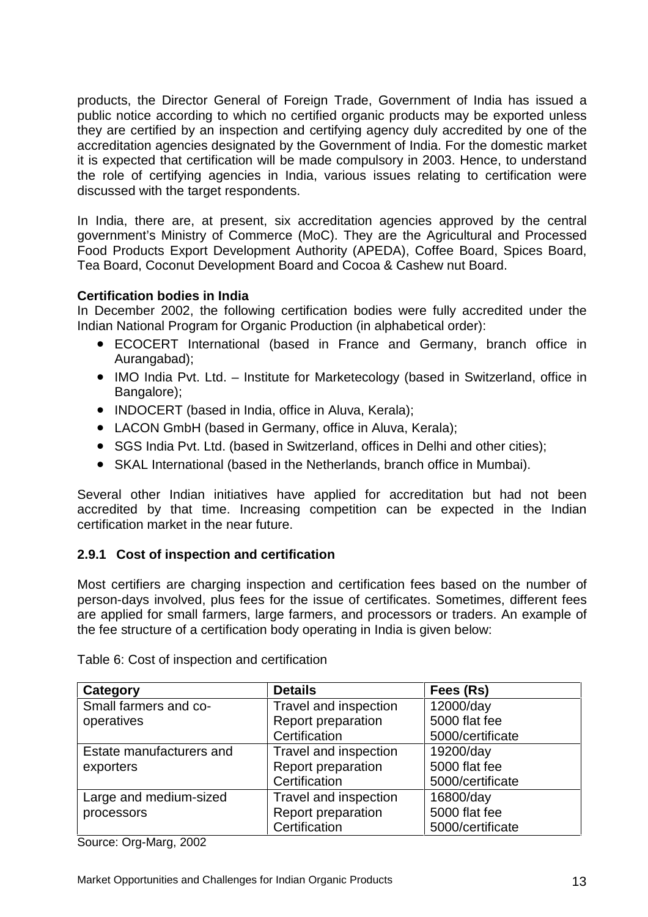products, the Director General of Foreign Trade, Government of India has issued a public notice according to which no certified organic products may be exported unless they are certified by an inspection and certifying agency duly accredited by one of the accreditation agencies designated by the Government of India. For the domestic market it is expected that certification will be made compulsory in 2003. Hence, to understand the role of certifying agencies in India, various issues relating to certification were discussed with the target respondents.

In India, there are, at present, six accreditation agencies approved by the central government's Ministry of Commerce (MoC). They are the Agricultural and Processed Food Products Export Development Authority (APEDA), Coffee Board, Spices Board, Tea Board, Coconut Development Board and Cocoa & Cashew nut Board.

**Certification bodies in India**

In December 2002, the following certification bodies were fully accredited under the Indian National Program for Organic Production (in alphabetical order):

- ECOCERT International (based in France and Germany, branch office in Aurangabad);
- IMO India Pvt. Ltd. – Institute for Marketecology (based in Switzerland, office in Bangalore);
- INDOCERT (based in India, office in Aluva, Kerala);
- LACON GmbH (based in Germany, office in Aluva, Kerala);
- SGS India Pvt. Ltd. (based in Switzerland, offices in Delhi and other cities);
- SKAL International (based in the Netherlands, branch office in Mumbai).

Several other Indian initiatives have applied for accreditation but had not been accredited by that time. Increasing competition can be expected in the Indian certification market in the near future.

### 2.9.1 Cost of inspection and certification

Most certifiers are charging inspection and certification fees based on the number of person-days involved, plus fees for the issue of certificates. Sometimes, different fees are applied for small farmers, large farmers, and processors or traders. An example of the fee structure of a certification body operating in India is given below:

Table 6: Cost of inspection and certification

| Category | Details | Fees (Rs) |
|---|---|---|
| Small farmers and co-operatives | Travel and inspection<br>Report preparation<br>Certification | 12000/day<br>5000 flat fee<br>5000/certificate |
| Estate manufacturers and exporters | Travel and inspection<br>Report preparation<br>Certification | 19200/day<br>5000 flat fee<br>5000/certificate |
| Large and medium-sized processors | Travel and inspection<br>Report preparation<br>Certification | 16800/day<br>5000 flat fee<br>5000/certificate |

Source: Org-Marg, 2002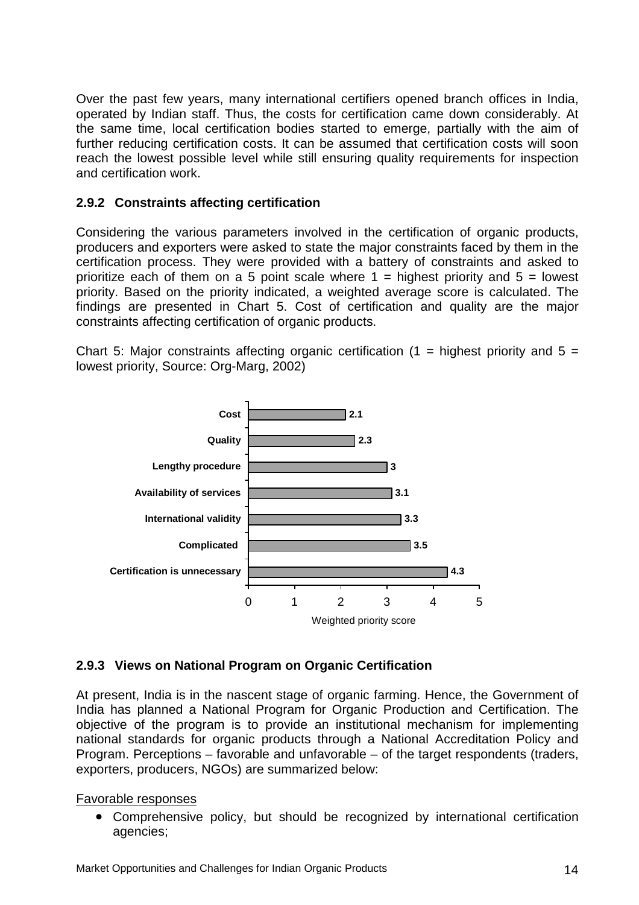Over the past few years, many international certifiers opened branch offices in India, operated by Indian staff. Thus, the costs for certification came down considerably. At the same time, local certification bodies started to emerge, partially with the aim of further reducing certification costs. It can be assumed that certification costs will soon reach the lowest possible level while still ensuring quality requirements for inspection and certification work.

### 2.9.2 Constraints affecting certification

Considering the various parameters involved in the certification of organic products, producers and exporters were asked to state the major constraints faced by them in the certification process. They were provided with a battery of constraints and asked to prioritize each of them on a 5 point scale where 1 = highest priority and 5 = lowest priority. Based on the priority indicated, a weighted average score is calculated. The findings are presented in Chart 5. Cost of certification and quality are the major constraints affecting certification of organic products.

Chart 5: Major constraints affecting organic certification (1 = highest priority and 5 = lowest priority, Source: Org-Marg, 2002)

| Constraint | Weighted priority score |
|---|---|
| Cost | 2.1 |
| Quality | 2.3 |
| Lengthy procedure | 3 |
| Availability of services | 3.1 |
| International validity | 3.3 |
| Complicated | 3.5 |
| Certification is unnecessary | 4.3 |

### 2.9.3 Views on National Program on Organic Certification

At present, India is in the nascent stage of organic farming. Hence, the Government of India has planned a National Program for Organic Production and Certification. The objective of the program is to provide an institutional mechanism for implementing national standards for organic products through a National Accreditation Policy and Program. Perceptions – favorable and unfavorable – of the target respondents (traders, exporters, producers, NGOs) are summarized below:

Favorable responses

- Comprehensive policy, but should be recognized by international certification agencies;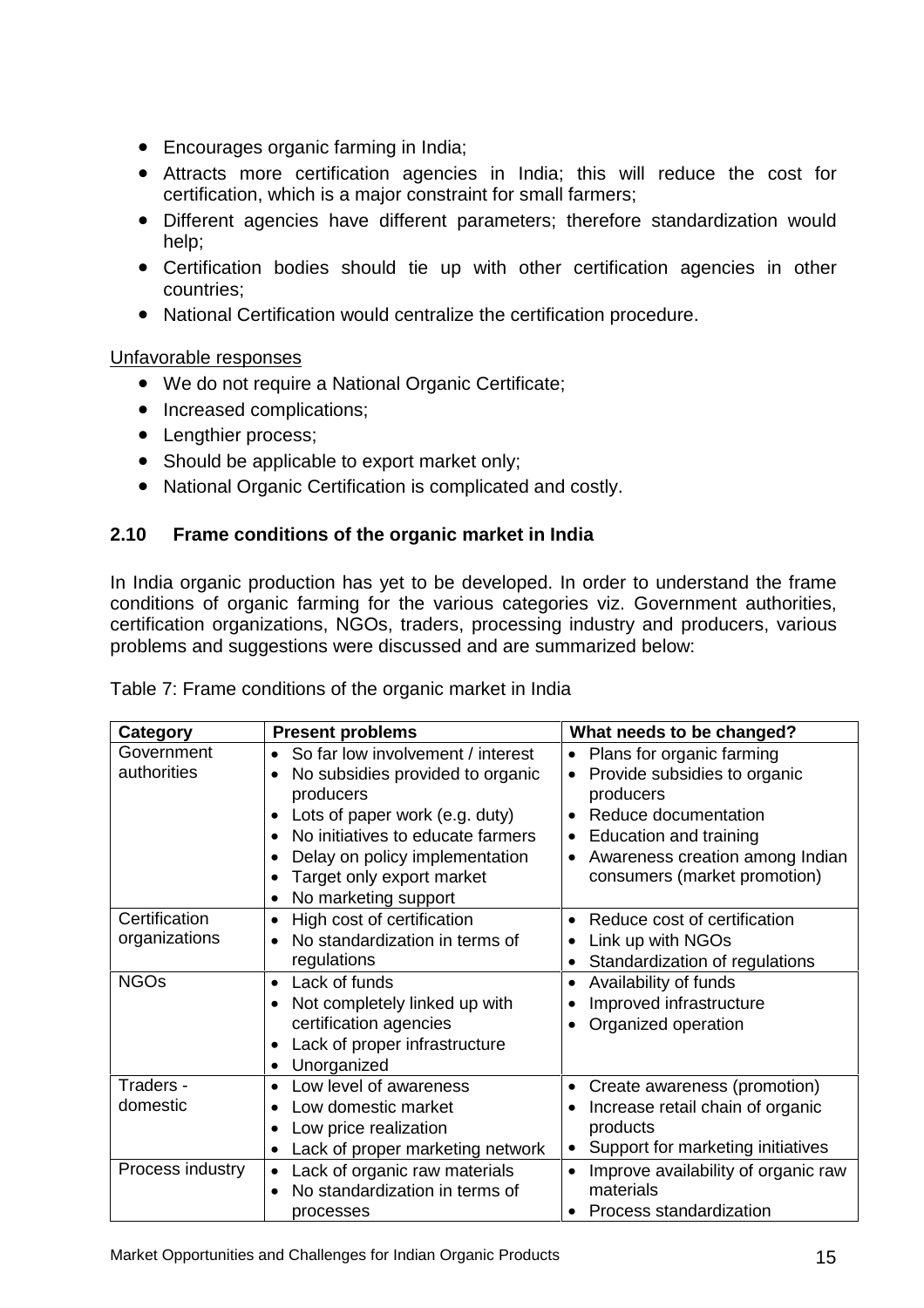- Encourages organic farming in India;
- Attracts more certification agencies in India; this will reduce the cost for certification, which is a major constraint for small farmers;
- Different agencies have different parameters; therefore standardization would help;
- Certification bodies should tie up with other certification agencies in other countries;
- National Certification would centralize the certification procedure.

Unfavorable responses

- We do not require a National Organic Certificate;
- Increased complications;
- Lengthier process;
- Should be applicable to export market only;
- National Organic Certification is complicated and costly.

## 2.10 Frame conditions of the organic market in India

In India organic production has yet to be developed. In order to understand the frame conditions of organic farming for the various categories viz. Government authorities, certification organizations, NGOs, traders, processing industry and producers, various problems and suggestions were discussed and are summarized below:

Table 7: Frame conditions of the organic market in India

| Category | Present problems | What needs to be changed? |
|---|---|---|
| Government authorities | • So far low involvement / interest<br>• No subsidies provided to organic producers<br>• Lots of paper work (e.g. duty)<br>• No initiatives to educate farmers<br>• Delay on policy implementation<br>• Target only export market<br>• No marketing support | • Plans for organic farming<br>• Provide subsidies to organic producers<br>• Reduce documentation<br>• Education and training<br>• Awareness creation among Indian consumers (market promotion) |
| Certification organizations | • High cost of certification<br>• No standardization in terms of regulations | • Reduce cost of certification<br>• Link up with NGOs<br>• Standardization of regulations |
| NGOs | • Lack of funds<br>• Not completely linked up with certification agencies<br>• Lack of proper infrastructure<br>• Unorganized | • Availability of funds<br>• Improved infrastructure<br>• Organized operation |
| Traders - domestic | • Low level of awareness<br>• Low domestic market<br>• Low price realization<br>• Lack of proper marketing network | • Create awareness (promotion)<br>• Increase retail chain of organic products<br>• Support for marketing initiatives |
| Process industry | • Lack of organic raw materials<br>• No standardization in terms of processes | • Improve availability of organic raw materials<br>• Process standardization |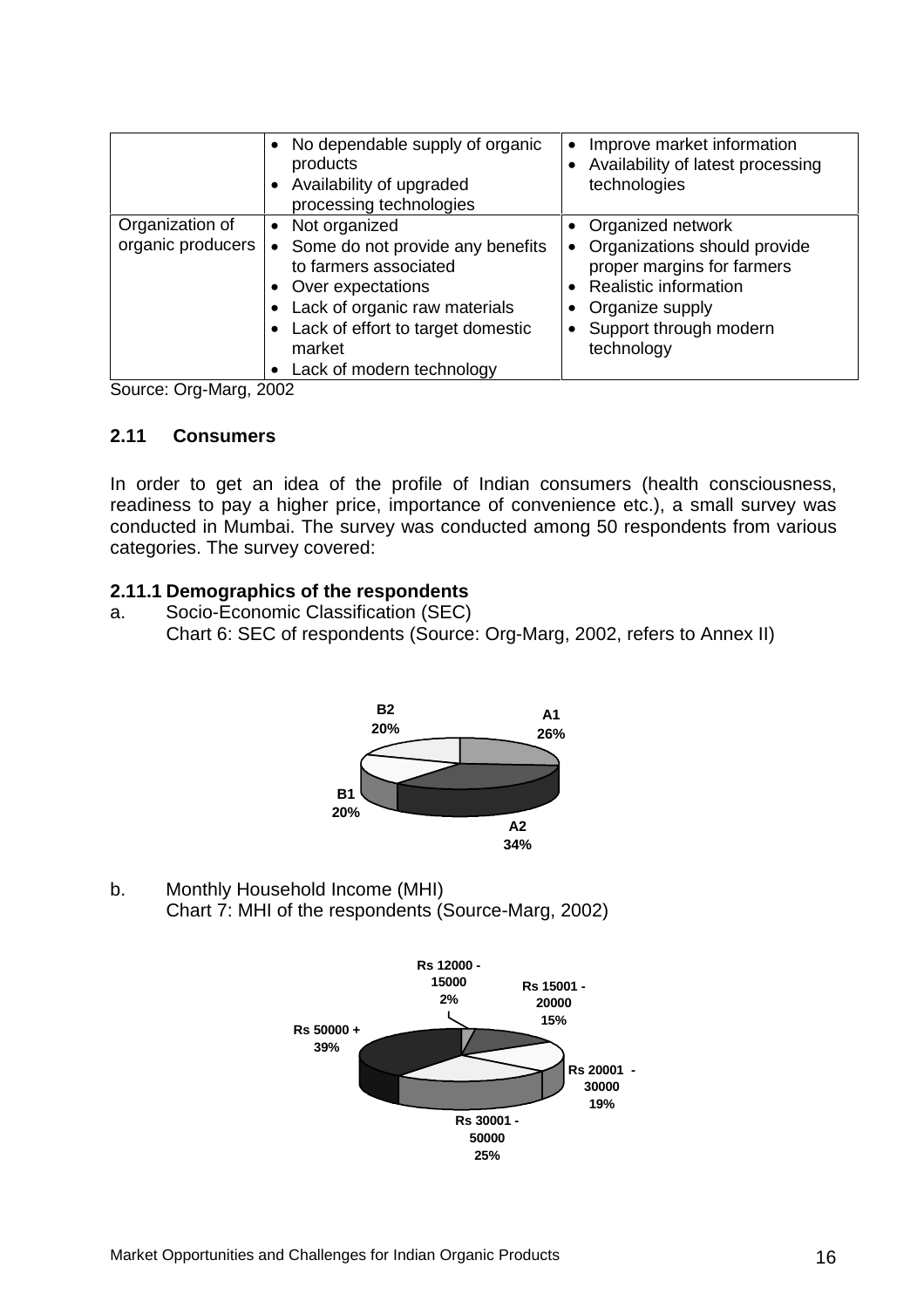|  | • No dependable supply of organic products<br>• Availability of upgraded processing technologies | • Improve market information<br>• Availability of latest processing technologies |
|---|---|---|
| Organization of organic producers | • Not organized<br>• Some do not provide any benefits to farmers associated<br>• Over expectations<br>• Lack of organic raw materials<br>• Lack of effort to target domestic market<br>• Lack of modern technology | • Organized network<br>• Organizations should provide proper margins for farmers<br>• Realistic information<br>• Organize supply<br>• Support through modern technology |

Source: Org-Marg, 2002

### 2.11 Consumers

In order to get an idea of the profile of Indian consumers (health consciousness, readiness to pay a higher price, importance of convenience etc.), a small survey was conducted in Mumbai. The survey was conducted among 50 respondents from various categories. The survey covered:

#### 2.11.1 Demographics of the respondents

a. Socio-Economic Classification (SEC)
Chart 6: SEC of respondents (Source: Org-Marg, 2002, refers to Annex II)

B2 20%, A1 26%, B1 20%, A2 34%

b. Monthly Household Income (MHI)
Chart 7: MHI of the respondents (Source-Marg, 2002)

Rs 12000 - 15000 2%, Rs 15001 - 20000 15%, Rs 50000 + 39%, Rs 20001 - 30000 19%, Rs 30001 - 50000 25%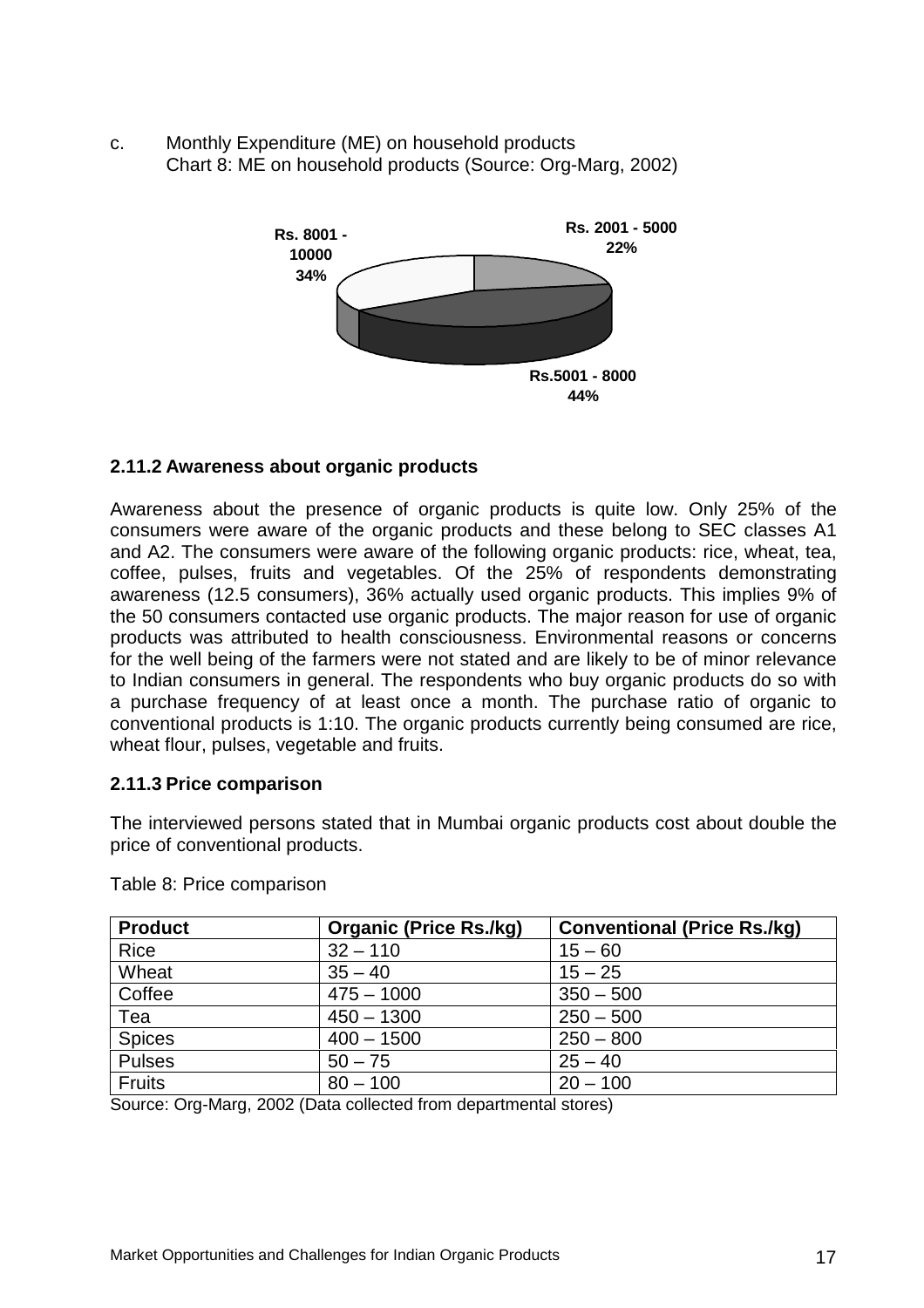c. Monthly Expenditure (ME) on household products
Chart 8: ME on household products (Source: Org-Marg, 2002)

Rs. 2001 - 5000 22%

Rs. 8001 - 10000 34%

Rs.5001 - 8000 44%

### 2.11.2 Awareness about organic products

Awareness about the presence of organic products is quite low. Only 25% of the consumers were aware of the organic products and these belong to SEC classes A1 and A2. The consumers were aware of the following organic products: rice, wheat, tea, coffee, pulses, fruits and vegetables. Of the 25% of respondents demonstrating awareness (12.5 consumers), 36% actually used organic products. This implies 9% of the 50 consumers contacted use organic products. The major reason for use of organic products was attributed to health consciousness. Environmental reasons or concerns for the well being of the farmers were not stated and are likely to be of minor relevance to Indian consumers in general. The respondents who buy organic products do so with a purchase frequency of at least once a month. The purchase ratio of organic to conventional products is 1:10. The organic products currently being consumed are rice, wheat flour, pulses, vegetable and fruits.

### 2.11.3 Price comparison

The interviewed persons stated that in Mumbai organic products cost about double the price of conventional products.

Table 8: Price comparison

| Product | Organic (Price Rs./kg) | Conventional (Price Rs./kg) |
|---|---|---|
| Rice | 32 – 110 | 15 – 60 |
| Wheat | 35 – 40 | 15 – 25 |
| Coffee | 475 – 1000 | 350 – 500 |
| Tea | 450 – 1300 | 250 – 500 |
| Spices | 400 – 1500 | 250 – 800 |
| Pulses | 50 – 75 | 25 – 40 |
| Fruits | 80 – 100 | 20 – 100 |

Source: Org-Marg, 2002 (Data collected from departmental stores)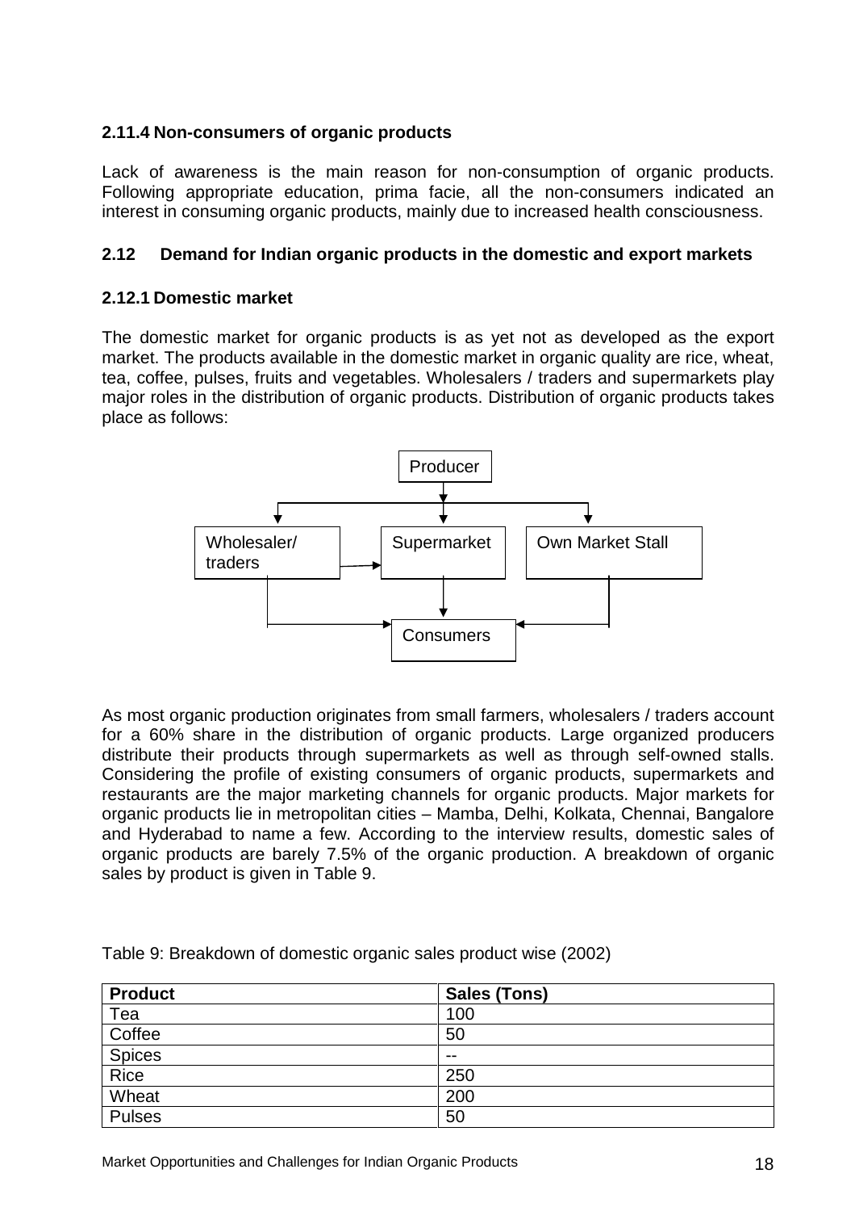### 2.11.4 Non-consumers of organic products

Lack of awareness is the main reason for non-consumption of organic products. Following appropriate education, prima facie, all the non-consumers indicated an interest in consuming organic products, mainly due to increased health consciousness.

## 2.12 Demand for Indian organic products in the domestic and export markets

### 2.12.1 Domestic market

The domestic market for organic products is as yet not as developed as the export market. The products available in the domestic market in organic quality are rice, wheat, tea, coffee, pulses, fruits and vegetables. Wholesalers / traders and supermarkets play major roles in the distribution of organic products. Distribution of organic products takes place as follows:

Producer

Wholesaler/ traders | Supermarket | Own Market Stall

Consumers

As most organic production originates from small farmers, wholesalers / traders account for a 60% share in the distribution of organic products. Large organized producers distribute their products through supermarkets as well as through self-owned stalls. Considering the profile of existing consumers of organic products, supermarkets and restaurants are the major marketing channels for organic products. Major markets for organic products lie in metropolitan cities – Mamba, Delhi, Kolkata, Chennai, Bangalore and Hyderabad to name a few. According to the interview results, domestic sales of organic products are barely 7.5% of the organic production. A breakdown of organic sales by product is given in Table 9.

Table 9: Breakdown of domestic organic sales product wise (2002)

| Product | Sales (Tons) |
|---|---|
| Tea | 100 |
| Coffee | 50 |
| Spices | -- |
| Rice | 250 |
| Wheat | 200 |
| Pulses | 50 |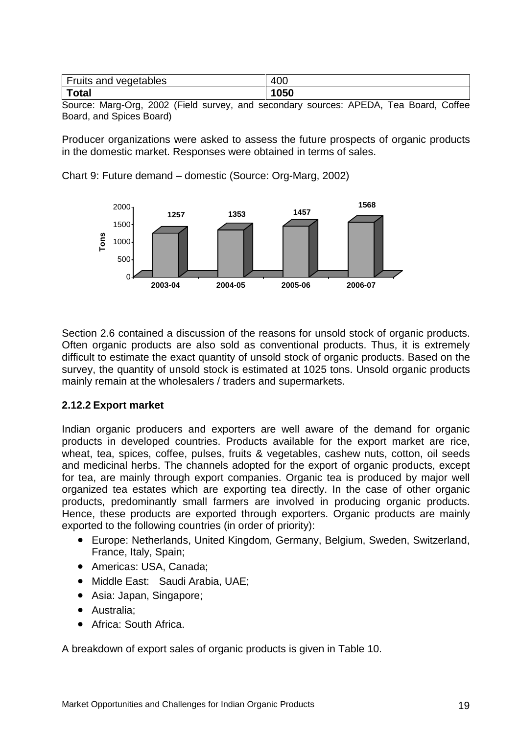| Fruits and vegetables | 400 |
|---|---|
| **Total** | **1050** |

Source: Marg-Org, 2002 (Field survey, and secondary sources: APEDA, Tea Board, Coffee Board, and Spices Board)

Producer organizations were asked to assess the future prospects of organic products in the domestic market. Responses were obtained in terms of sales.

Chart 9: Future demand – domestic (Source: Org-Marg, 2002)

| Year | Tons |
|---|---|
| 2003-04 | 1257 |
| 2004-05 | 1353 |
| 2005-06 | 1457 |
| 2006-07 | 1568 |

Section 2.6 contained a discussion of the reasons for unsold stock of organic products. Often organic products are also sold as conventional products. Thus, it is extremely difficult to estimate the exact quantity of unsold stock of organic products. Based on the survey, the quantity of unsold stock is estimated at 1025 tons. Unsold organic products mainly remain at the wholesalers / traders and supermarkets.

### 2.12.2 Export market

Indian organic producers and exporters are well aware of the demand for organic products in developed countries. Products available for the export market are rice, wheat, tea, spices, coffee, pulses, fruits & vegetables, cashew nuts, cotton, oil seeds and medicinal herbs. The channels adopted for the export of organic products, except for tea, are mainly through export companies. Organic tea is produced by major well organized tea estates which are exporting tea directly. In the case of other organic products, predominantly small farmers are involved in producing organic products. Hence, these products are exported through exporters. Organic products are mainly exported to the following countries (in order of priority):

- Europe: Netherlands, United Kingdom, Germany, Belgium, Sweden, Switzerland, France, Italy, Spain;
- Americas: USA, Canada;
- Middle East: Saudi Arabia, UAE;
- Asia: Japan, Singapore;
- Australia;
- Africa: South Africa.

A breakdown of export sales of organic products is given in Table 10.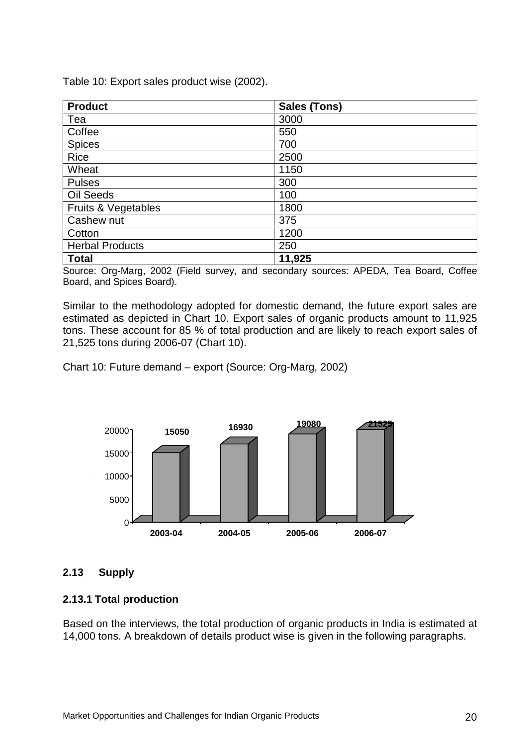Table 10: Export sales product wise (2002).

| Product | Sales (Tons) |
|---|---|
| Tea | 3000 |
| Coffee | 550 |
| Spices | 700 |
| Rice | 2500 |
| Wheat | 1150 |
| Pulses | 300 |
| Oil Seeds | 100 |
| Fruits & Vegetables | 1800 |
| Cashew nut | 375 |
| Cotton | 1200 |
| Herbal Products | 250 |
| **Total** | **11,925** |

Source: Org-Marg, 2002 (Field survey, and secondary sources: APEDA, Tea Board, Coffee Board, and Spices Board).

Similar to the methodology adopted for domestic demand, the future export sales are estimated as depicted in Chart 10. Export sales of organic products amount to 11,925 tons. These account for 85 % of total production and are likely to reach export sales of 21,525 tons during 2006-07 (Chart 10).

Chart 10: Future demand – export (Source: Org-Marg, 2002)

| Year | Export demand (Tons) |
|---|---|
| 2003-04 | 15050 |
| 2004-05 | 16930 |
| 2005-06 | 19080 |
| 2006-07 | 21525 |

### 2.13 Supply

#### 2.13.1 Total production

Based on the interviews, the total production of organic products in India is estimated at 14,000 tons. A breakdown of details product wise is given in the following paragraphs.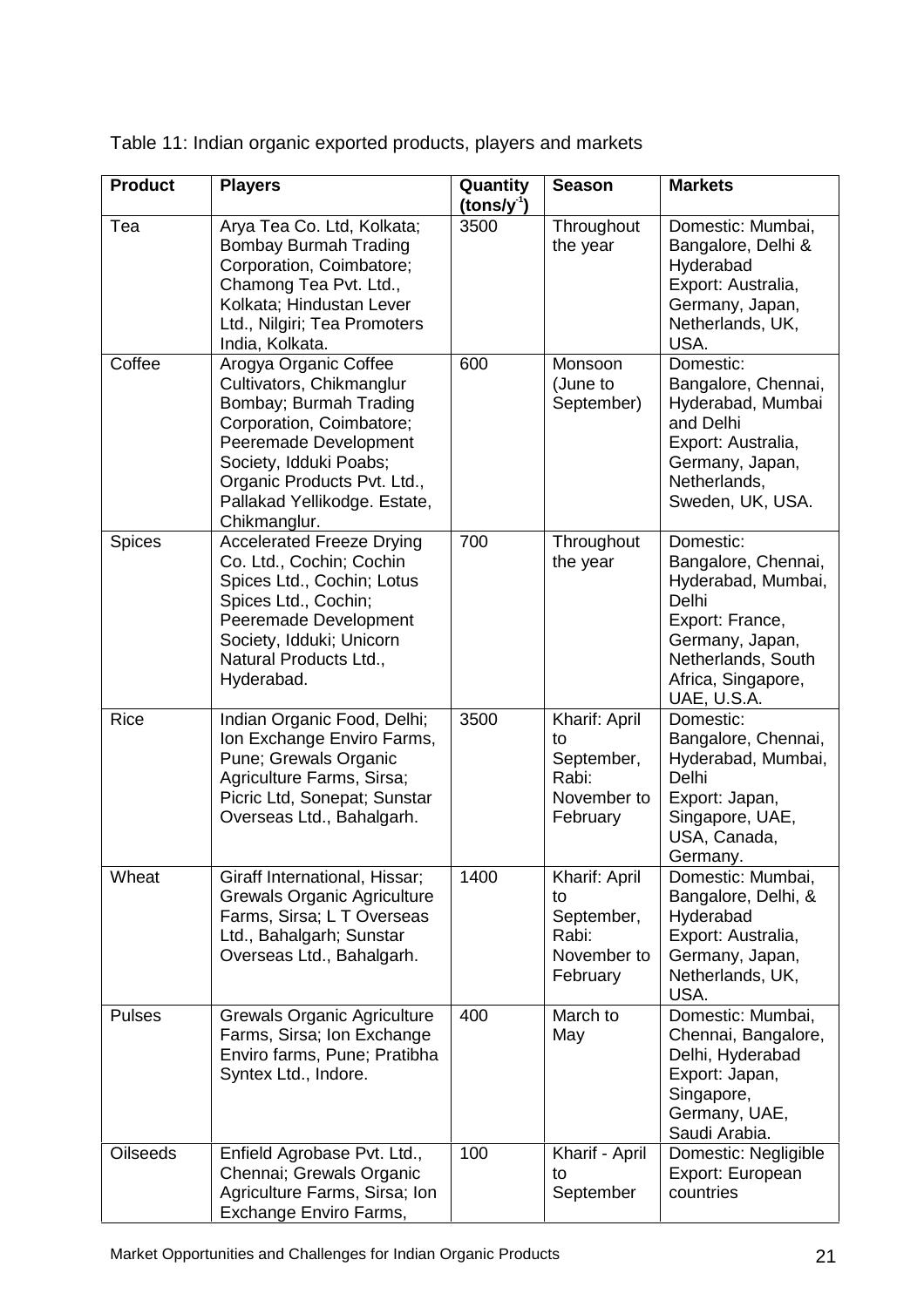Table 11: Indian organic exported products, players and markets

| Product | Players | Quantity (tons/y$^{-1}$) | Season | Markets |
|---|---|---|---|---|
| Tea | Arya Tea Co. Ltd, Kolkata; Bombay Burmah Trading Corporation, Coimbatore; Chamong Tea Pvt. Ltd., Kolkata; Hindustan Lever Ltd., Nilgiri; Tea Promoters India, Kolkata. | 3500 | Throughout the year | Domestic: Mumbai, Bangalore, Delhi & Hyderabad Export: Australia, Germany, Japan, Netherlands, UK, USA. |
| Coffee | Arogya Organic Coffee Cultivators, Chikmanglur Bombay; Burmah Trading Corporation, Coimbatore; Peeremade Development Society, Idduki Poabs; Organic Products Pvt. Ltd., Pallakad Yellikodge. Estate, Chikmanglur. | 600 | Monsoon (June to September) | Domestic: Bangalore, Chennai, Hyderabad, Mumbai and Delhi Export: Australia, Germany, Japan, Netherlands, Sweden, UK, USA. |
| Spices | Accelerated Freeze Drying Co. Ltd., Cochin; Cochin Spices Ltd., Cochin; Lotus Spices Ltd., Cochin; Peeremade Development Society, Idduki; Unicorn Natural Products Ltd., Hyderabad. | 700 | Throughout the year | Domestic: Bangalore, Chennai, Hyderabad, Mumbai, Delhi Export: France, Germany, Japan, Netherlands, South Africa, Singapore, UAE, U.S.A. |
| Rice | Indian Organic Food, Delhi; Ion Exchange Enviro Farms, Pune; Grewals Organic Agriculture Farms, Sirsa; Picric Ltd, Sonepat; Sunstar Overseas Ltd., Bahalgarh. | 3500 | Kharif: April to September, Rabi: November to February | Domestic: Bangalore, Chennai, Hyderabad, Mumbai, Delhi Export: Japan, Singapore, UAE, USA, Canada, Germany. |
| Wheat | Giraff International, Hissar; Grewals Organic Agriculture Farms, Sirsa; L T Overseas Ltd., Bahalgarh; Sunstar Overseas Ltd., Bahalgarh. | 1400 | Kharif: April to September, Rabi: November to February | Domestic: Mumbai, Bangalore, Delhi, & Hyderabad Export: Australia, Germany, Japan, Netherlands, UK, USA. |
| Pulses | Grewals Organic Agriculture Farms, Sirsa; Ion Exchange Enviro farms, Pune; Pratibha Syntex Ltd., Indore. | 400 | March to May | Domestic: Mumbai, Chennai, Bangalore, Delhi, Hyderabad Export: Japan, Singapore, Germany, UAE, Saudi Arabia. |
| Oilseeds | Enfield Agrobase Pvt. Ltd., Chennai; Grewals Organic Agriculture Farms, Sirsa; Ion Exchange Enviro Farms, | 100 | Kharif - April to September | Domestic: Negligible Export: European countries |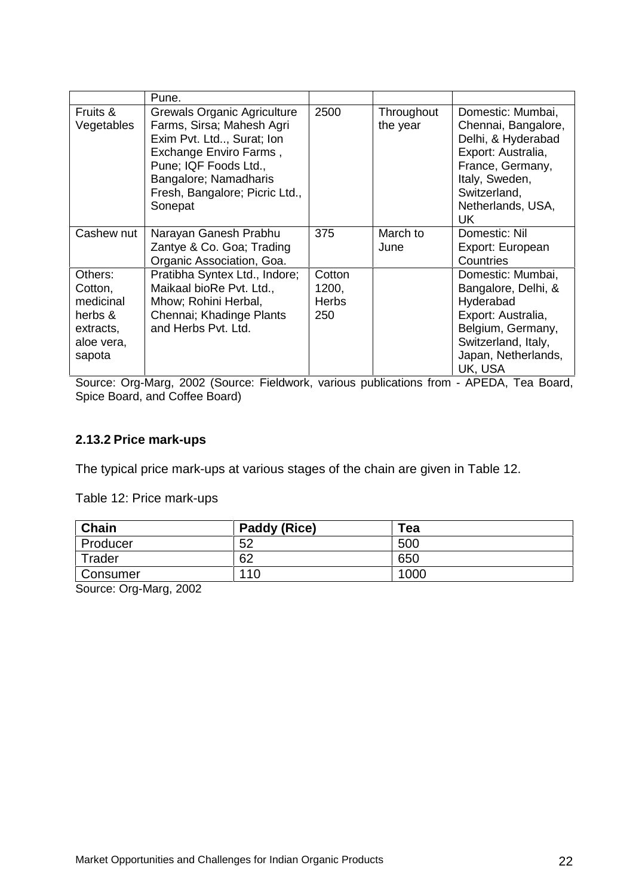|  | Pune. |  |  |  |
|---|---|---|---|---|
| Fruits & Vegetables | Grewals Organic Agriculture Farms, Sirsa; Mahesh Agri Exim Pvt. Ltd.., Surat; Ion Exchange Enviro Farms , Pune; IQF Foods Ltd., Bangalore; Namadharis Fresh, Bangalore; Picric Ltd., Sonepat | 2500 | Throughout the year | Domestic: Mumbai, Chennai, Bangalore, Delhi, & Hyderabad Export: Australia, France, Germany, Italy, Sweden, Switzerland, Netherlands, USA, UK |
| Cashew nut | Narayan Ganesh Prabhu Zantye & Co. Goa; Trading Organic Association, Goa. | 375 | March to June | Domestic: Nil Export: European Countries |
| Others: Cotton, medicinal herbs & extracts, aloe vera, sapota | Pratibha Syntex Ltd., Indore; Maikaal bioRe Pvt. Ltd., Mhow; Rohini Herbal, Chennai; Khadinge Plants and Herbs Pvt. Ltd. | Cotton 1200, Herbs 250 |  | Domestic: Mumbai, Bangalore, Delhi, & Hyderabad Export: Australia, Belgium, Germany, Switzerland, Italy, Japan, Netherlands, UK, USA |

Source: Org-Marg, 2002 (Source: Fieldwork, various publications from - APEDA, Tea Board, Spice Board, and Coffee Board)

### 2.13.2 Price mark-ups

The typical price mark-ups at various stages of the chain are given in Table 12.

Table 12: Price mark-ups

| Chain | Paddy (Rice) | Tea |
|---|---|---|
| Producer | 52 | 500 |
| Trader | 62 | 650 |
| Consumer | 110 | 1000 |

Source: Org-Marg, 2002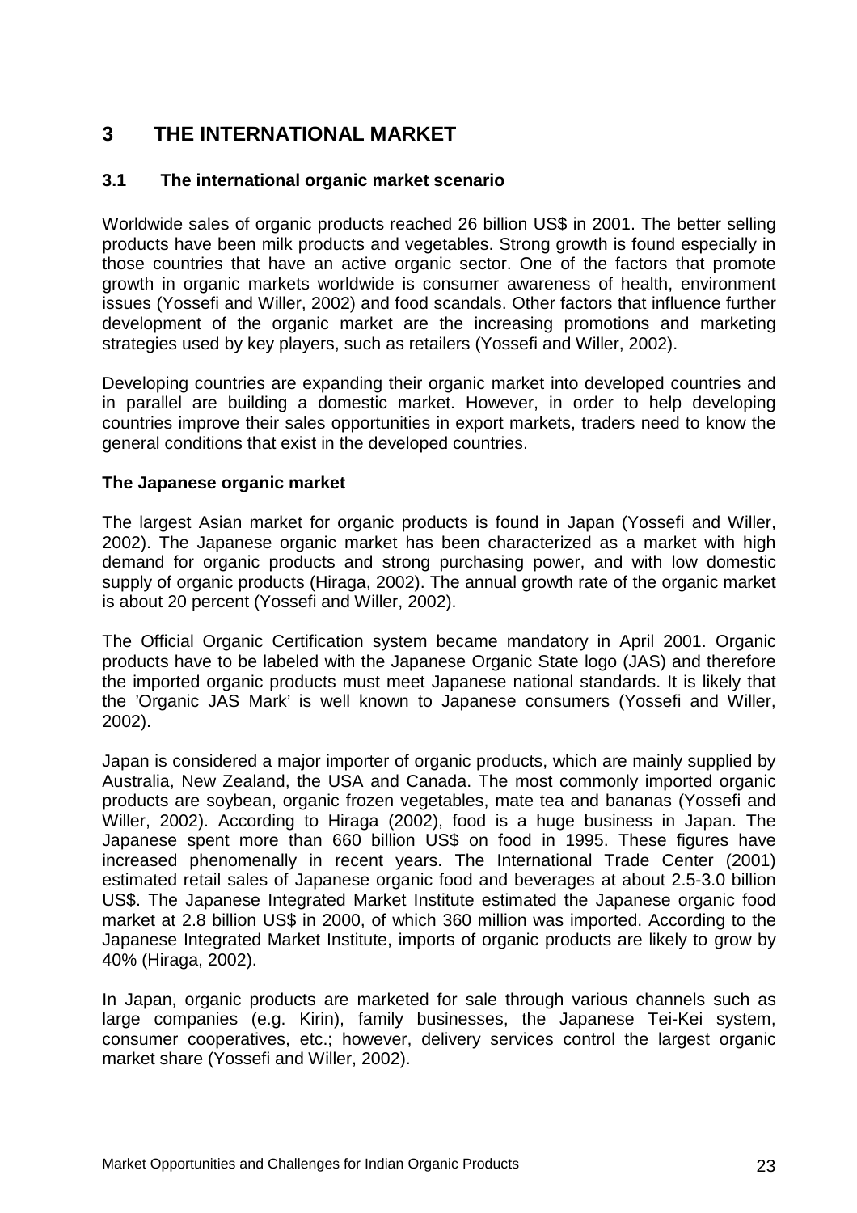# 3 THE INTERNATIONAL MARKET

## 3.1 The international organic market scenario

Worldwide sales of organic products reached 26 billion US$ in 2001. The better selling products have been milk products and vegetables. Strong growth is found especially in those countries that have an active organic sector. One of the factors that promote growth in organic markets worldwide is consumer awareness of health, environment issues (Yossefi and Willer, 2002) and food scandals. Other factors that influence further development of the organic market are the increasing promotions and marketing strategies used by key players, such as retailers (Yossefi and Willer, 2002).

Developing countries are expanding their organic market into developed countries and in parallel are building a domestic market. However, in order to help developing countries improve their sales opportunities in export markets, traders need to know the general conditions that exist in the developed countries.

### The Japanese organic market

The largest Asian market for organic products is found in Japan (Yossefi and Willer, 2002). The Japanese organic market has been characterized as a market with high demand for organic products and strong purchasing power, and with low domestic supply of organic products (Hiraga, 2002). The annual growth rate of the organic market is about 20 percent (Yossefi and Willer, 2002).

The Official Organic Certification system became mandatory in April 2001. Organic products have to be labeled with the Japanese Organic State logo (JAS) and therefore the imported organic products must meet Japanese national standards. It is likely that the 'Organic JAS Mark' is well known to Japanese consumers (Yossefi and Willer, 2002).

Japan is considered a major importer of organic products, which are mainly supplied by Australia, New Zealand, the USA and Canada. The most commonly imported organic products are soybean, organic frozen vegetables, mate tea and bananas (Yossefi and Willer, 2002). According to Hiraga (2002), food is a huge business in Japan. The Japanese spent more than 660 billion US$ on food in 1995. These figures have increased phenomenally in recent years. The International Trade Center (2001) estimated retail sales of Japanese organic food and beverages at about 2.5-3.0 billion US$. The Japanese Integrated Market Institute estimated the Japanese organic food market at 2.8 billion US$ in 2000, of which 360 million was imported. According to the Japanese Integrated Market Institute, imports of organic products are likely to grow by 40% (Hiraga, 2002).

In Japan, organic products are marketed for sale through various channels such as large companies (e.g. Kirin), family businesses, the Japanese Tei-Kei system, consumer cooperatives, etc.; however, delivery services control the largest organic market share (Yossefi and Willer, 2002).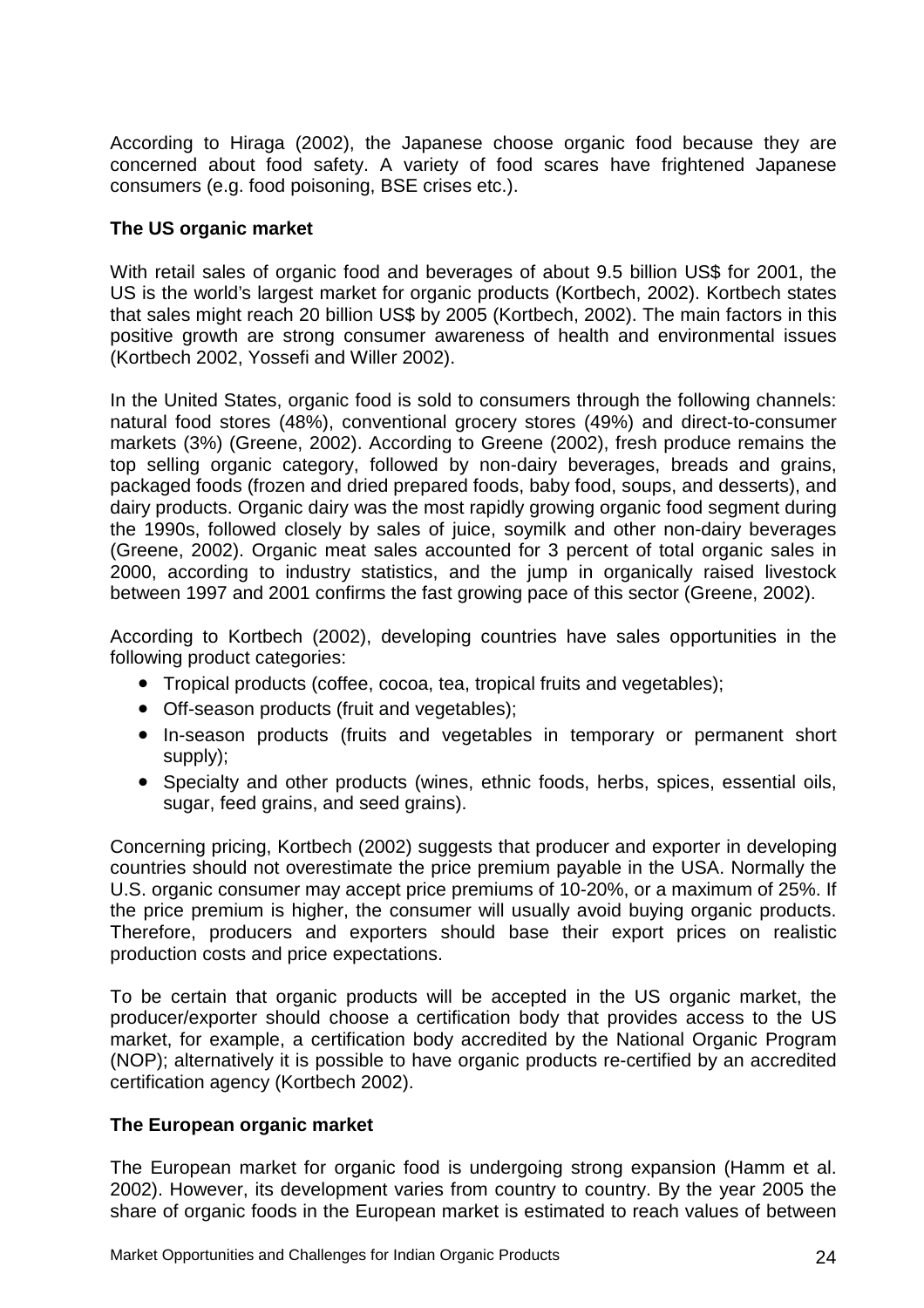According to Hiraga (2002), the Japanese choose organic food because they are concerned about food safety. A variety of food scares have frightened Japanese consumers (e.g. food poisoning, BSE crises etc.).

**The US organic market**

With retail sales of organic food and beverages of about 9.5 billion US$ for 2001, the US is the world's largest market for organic products (Kortbech, 2002). Kortbech states that sales might reach 20 billion US$ by 2005 (Kortbech, 2002). The main factors in this positive growth are strong consumer awareness of health and environmental issues (Kortbech 2002, Yossefi and Willer 2002).

In the United States, organic food is sold to consumers through the following channels: natural food stores (48%), conventional grocery stores (49%) and direct-to-consumer markets (3%) (Greene, 2002). According to Greene (2002), fresh produce remains the top selling organic category, followed by non-dairy beverages, breads and grains, packaged foods (frozen and dried prepared foods, baby food, soups, and desserts), and dairy products. Organic dairy was the most rapidly growing organic food segment during the 1990s, followed closely by sales of juice, soymilk and other non-dairy beverages (Greene, 2002). Organic meat sales accounted for 3 percent of total organic sales in 2000, according to industry statistics, and the jump in organically raised livestock between 1997 and 2001 confirms the fast growing pace of this sector (Greene, 2002).

According to Kortbech (2002), developing countries have sales opportunities in the following product categories:

- Tropical products (coffee, cocoa, tea, tropical fruits and vegetables);
- Off-season products (fruit and vegetables);
- In-season products (fruits and vegetables in temporary or permanent short supply);
- Specialty and other products (wines, ethnic foods, herbs, spices, essential oils, sugar, feed grains, and seed grains).

Concerning pricing, Kortbech (2002) suggests that producer and exporter in developing countries should not overestimate the price premium payable in the USA. Normally the U.S. organic consumer may accept price premiums of 10-20%, or a maximum of 25%. If the price premium is higher, the consumer will usually avoid buying organic products. Therefore, producers and exporters should base their export prices on realistic production costs and price expectations.

To be certain that organic products will be accepted in the US organic market, the producer/exporter should choose a certification body that provides access to the US market, for example, a certification body accredited by the National Organic Program (NOP); alternatively it is possible to have organic products re-certified by an accredited certification agency (Kortbech 2002).

**The European organic market**

The European market for organic food is undergoing strong expansion (Hamm et al. 2002). However, its development varies from country to country. By the year 2005 the share of organic foods in the European market is estimated to reach values of between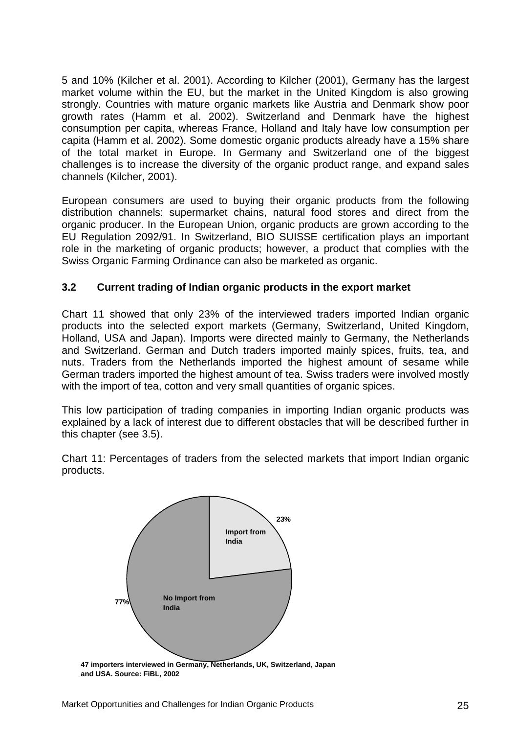5 and 10% (Kilcher et al. 2001). According to Kilcher (2001), Germany has the largest market volume within the EU, but the market in the United Kingdom is also growing strongly. Countries with mature organic markets like Austria and Denmark show poor growth rates (Hamm et al. 2002). Switzerland and Denmark have the highest consumption per capita, whereas France, Holland and Italy have low consumption per capita (Hamm et al. 2002). Some domestic organic products already have a 15% share of the total market in Europe. In Germany and Switzerland one of the biggest challenges is to increase the diversity of the organic product range, and expand sales channels (Kilcher, 2001).

European consumers are used to buying their organic products from the following distribution channels: supermarket chains, natural food stores and direct from the organic producer. In the European Union, organic products are grown according to the EU Regulation 2092/91. In Switzerland, BIO SUISSE certification plays an important role in the marketing of organic products; however, a product that complies with the Swiss Organic Farming Ordinance can also be marketed as organic.

### 3.2 Current trading of Indian organic products in the export market

Chart 11 showed that only 23% of the interviewed traders imported Indian organic products into the selected export markets (Germany, Switzerland, United Kingdom, Holland, USA and Japan). Imports were directed mainly to Germany, the Netherlands and Switzerland. German and Dutch traders imported mainly spices, fruits, tea, and nuts. Traders from the Netherlands imported the highest amount of sesame while German traders imported the highest amount of tea. Swiss traders were involved mostly with the import of tea, cotton and very small quantities of organic spices.

This low participation of trading companies in importing Indian organic products was explained by a lack of interest due to different obstacles that will be described further in this chapter (see 3.5).

Chart 11: Percentages of traders from the selected markets that import Indian organic products.

23% Import from India

77% No Import from India

**47 importers interviewed in Germany, Netherlands, UK, Switzerland, Japan and USA. Source: FiBL, 2002**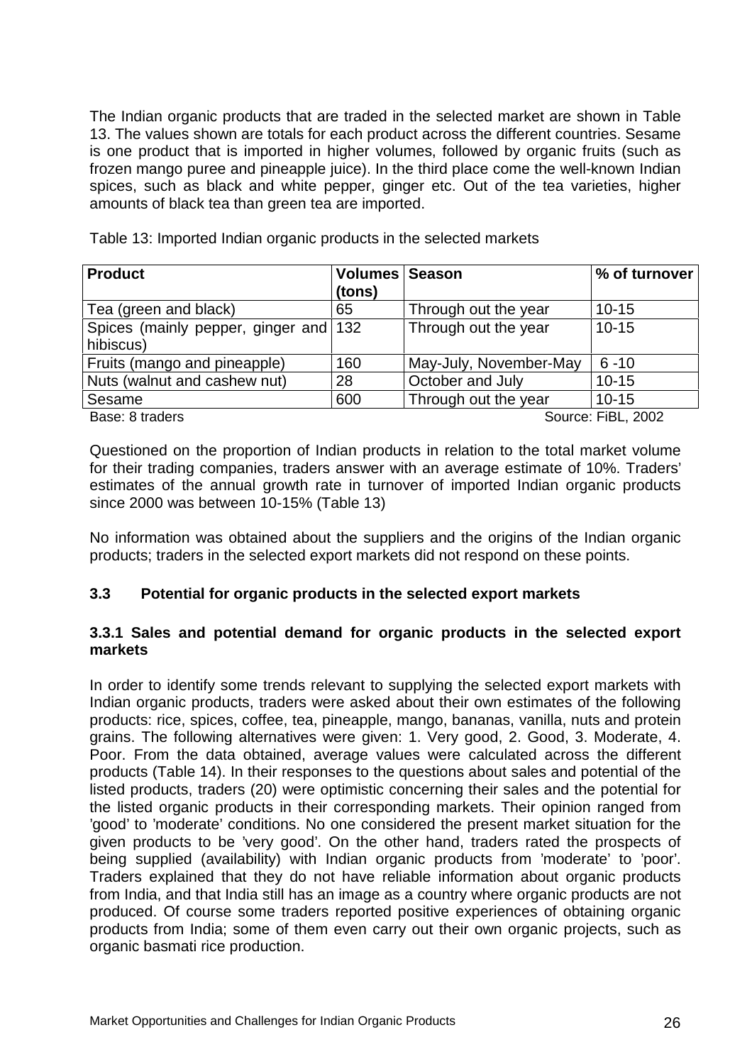The Indian organic products that are traded in the selected market are shown in Table 13. The values shown are totals for each product across the different countries. Sesame is one product that is imported in higher volumes, followed by organic fruits (such as frozen mango puree and pineapple juice). In the third place come the well-known Indian spices, such as black and white pepper, ginger etc. Out of the tea varieties, higher amounts of black tea than green tea are imported.

Table 13: Imported Indian organic products in the selected markets

| Product | Volumes (tons) | Season | % of turnover |
|---|---|---|---|
| Tea (green and black) | 65 | Through out the year | 10-15 |
| Spices (mainly pepper, ginger and hibiscus) | 132 | Through out the year | 10-15 |
| Fruits (mango and pineapple) | 160 | May-July, November-May | 6 -10 |
| Nuts (walnut and cashew nut) | 28 | October and July | 10-15 |
| Sesame | 600 | Through out the year | 10-15 |

Base: 8 traders Source: FiBL, 2002

Questioned on the proportion of Indian products in relation to the total market volume for their trading companies, traders answer with an average estimate of 10%. Traders' estimates of the annual growth rate in turnover of imported Indian organic products since 2000 was between 10-15% (Table 13)

No information was obtained about the suppliers and the origins of the Indian organic products; traders in the selected export markets did not respond on these points.

## 3.3 Potential for organic products in the selected export markets

### 3.3.1 Sales and potential demand for organic products in the selected export markets

In order to identify some trends relevant to supplying the selected export markets with Indian organic products, traders were asked about their own estimates of the following products: rice, spices, coffee, tea, pineapple, mango, bananas, vanilla, nuts and protein grains. The following alternatives were given: 1. Very good, 2. Good, 3. Moderate, 4. Poor. From the data obtained, average values were calculated across the different products (Table 14). In their responses to the questions about sales and potential of the listed products, traders (20) were optimistic concerning their sales and the potential for the listed organic products in their corresponding markets. Their opinion ranged from 'good' to 'moderate' conditions. No one considered the present market situation for the given products to be 'very good'. On the other hand, traders rated the prospects of being supplied (availability) with Indian organic products from 'moderate' to 'poor'. Traders explained that they do not have reliable information about organic products from India, and that India still has an image as a country where organic products are not produced. Of course some traders reported positive experiences of obtaining organic products from India; some of them even carry out their own organic projects, such as organic basmati rice production.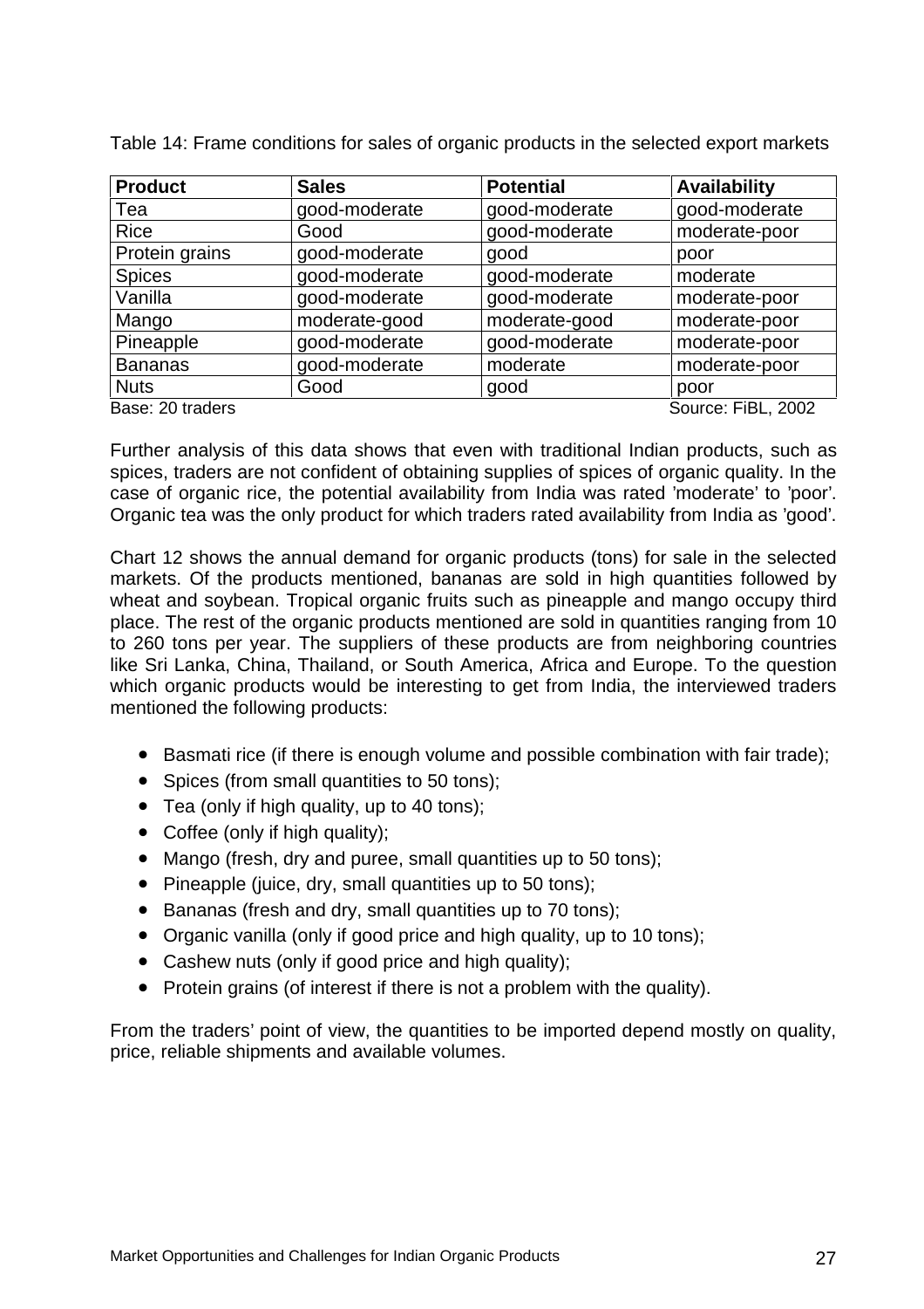Table 14: Frame conditions for sales of organic products in the selected export markets

| Product | Sales | Potential | Availability |
| --- | --- | --- | --- |
| Tea | good-moderate | good-moderate | good-moderate |
| Rice | Good | good-moderate | moderate-poor |
| Protein grains | good-moderate | good | poor |
| Spices | good-moderate | good-moderate | moderate |
| Vanilla | good-moderate | good-moderate | moderate-poor |
| Mango | moderate-good | moderate-good | moderate-poor |
| Pineapple | good-moderate | good-moderate | moderate-poor |
| Bananas | good-moderate | moderate | moderate-poor |
| Nuts | Good | good | poor |

Base: 20 traders Source: FiBL, 2002

Further analysis of this data shows that even with traditional Indian products, such as spices, traders are not confident of obtaining supplies of spices of organic quality. In the case of organic rice, the potential availability from India was rated 'moderate' to 'poor'. Organic tea was the only product for which traders rated availability from India as 'good'.

Chart 12 shows the annual demand for organic products (tons) for sale in the selected markets. Of the products mentioned, bananas are sold in high quantities followed by wheat and soybean. Tropical organic fruits such as pineapple and mango occupy third place. The rest of the organic products mentioned are sold in quantities ranging from 10 to 260 tons per year. The suppliers of these products are from neighboring countries like Sri Lanka, China, Thailand, or South America, Africa and Europe. To the question which organic products would be interesting to get from India, the interviewed traders mentioned the following products:

- Basmati rice (if there is enough volume and possible combination with fair trade);
- Spices (from small quantities to 50 tons);
- Tea (only if high quality, up to 40 tons);
- Coffee (only if high quality);
- Mango (fresh, dry and puree, small quantities up to 50 tons);
- Pineapple (juice, dry, small quantities up to 50 tons);
- Bananas (fresh and dry, small quantities up to 70 tons);
- Organic vanilla (only if good price and high quality, up to 10 tons);
- Cashew nuts (only if good price and high quality);
- Protein grains (of interest if there is not a problem with the quality).

From the traders' point of view, the quantities to be imported depend mostly on quality, price, reliable shipments and available volumes.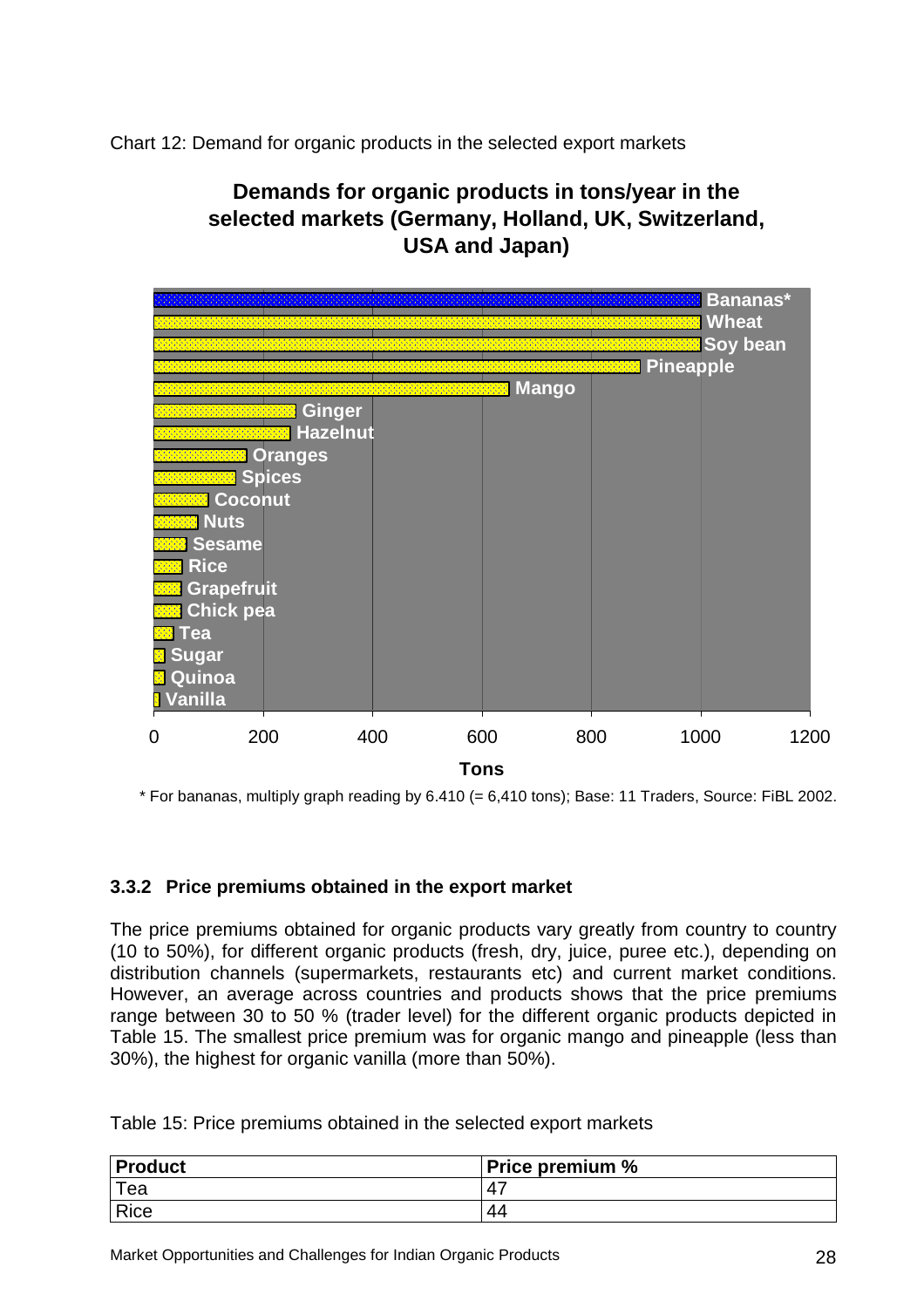Chart 12: Demand for organic products in the selected export markets

**Demands for organic products in tons/year in the selected markets (Germany, Holland, UK, Switzerland, USA and Japan)**

\* For bananas, multiply graph reading by 6.410 (= 6,410 tons); Base: 11 Traders, Source: FiBL 2002.

### 3.3.2 Price premiums obtained in the export market

The price premiums obtained for organic products vary greatly from country to country (10 to 50%), for different organic products (fresh, dry, juice, puree etc.), depending on distribution channels (supermarkets, restaurants etc) and current market conditions. However, an average across countries and products shows that the price premiums range between 30 to 50 % (trader level) for the different organic products depicted in Table 15. The smallest price premium was for organic mango and pineapple (less than 30%), the highest for organic vanilla (more than 50%).

Table 15: Price premiums obtained in the selected export markets

| Product | Price premium % |
|---|---|
| Tea | 47 |
| Rice | 44 |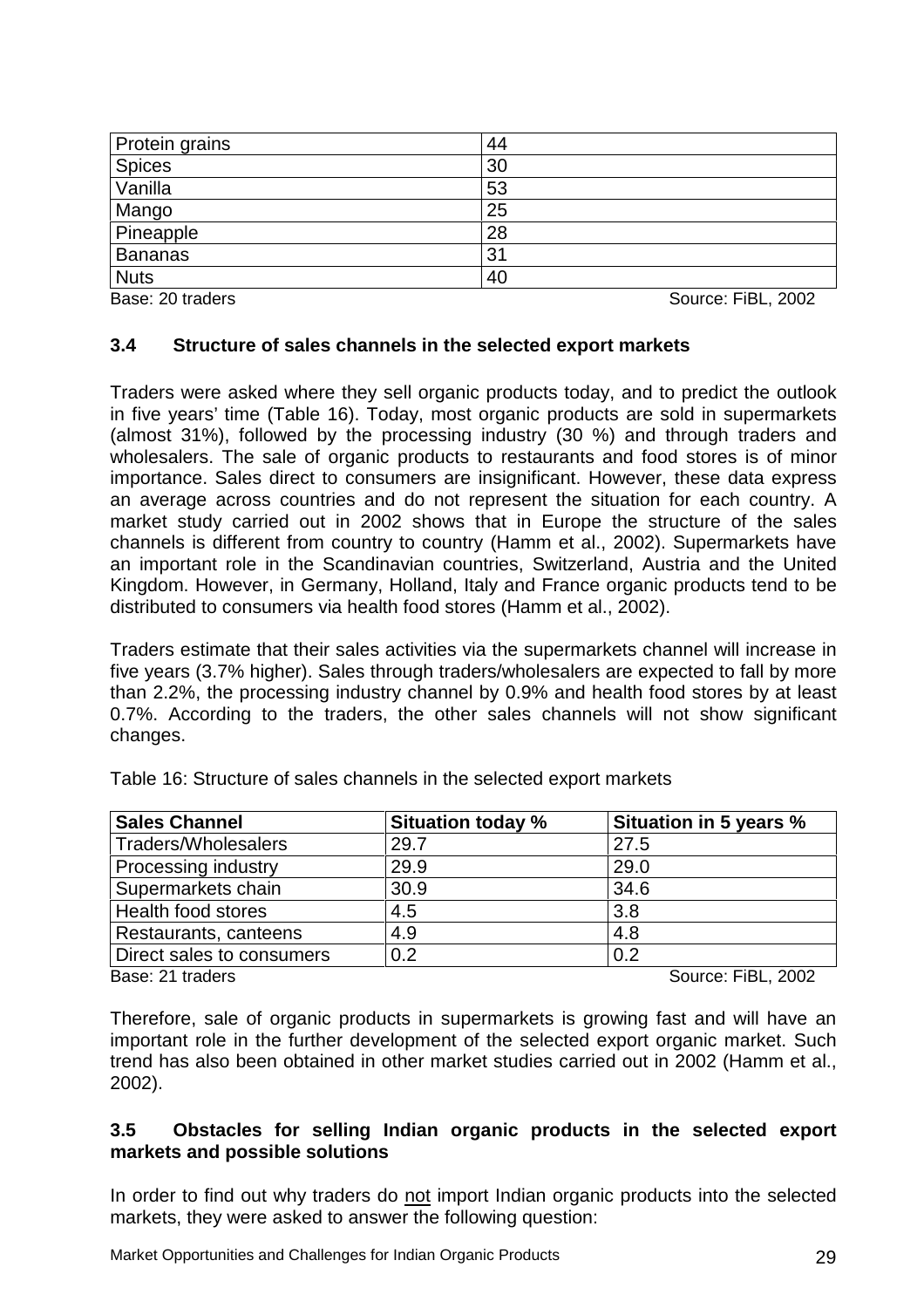| Protein grains | 44 |
|---|---|
| Spices | 30 |
| Vanilla | 53 |
| Mango | 25 |
| Pineapple | 28 |
| Bananas | 31 |
| Nuts | 40 |

Base: 20 traders Source: FiBL, 2002

### 3.4 Structure of sales channels in the selected export markets

Traders were asked where they sell organic products today, and to predict the outlook in five years' time (Table 16). Today, most organic products are sold in supermarkets (almost 31%), followed by the processing industry (30 %) and through traders and wholesalers. The sale of organic products to restaurants and food stores is of minor importance. Sales direct to consumers are insignificant. However, these data express an average across countries and do not represent the situation for each country. A market study carried out in 2002 shows that in Europe the structure of the sales channels is different from country to country (Hamm et al., 2002). Supermarkets have an important role in the Scandinavian countries, Switzerland, Austria and the United Kingdom. However, in Germany, Holland, Italy and France organic products tend to be distributed to consumers via health food stores (Hamm et al., 2002).

Traders estimate that their sales activities via the supermarkets channel will increase in five years (3.7% higher). Sales through traders/wholesalers are expected to fall by more than 2.2%, the processing industry channel by 0.9% and health food stores by at least 0.7%. According to the traders, the other sales channels will not show significant changes.

Table 16: Structure of sales channels in the selected export markets

| Sales Channel | Situation today % | Situation in 5 years % |
|---|---|---|
| Traders/Wholesalers | 29.7 | 27.5 |
| Processing industry | 29.9 | 29.0 |
| Supermarkets chain | 30.9 | 34.6 |
| Health food stores | 4.5 | 3.8 |
| Restaurants, canteens | 4.9 | 4.8 |
| Direct sales to consumers | 0.2 | 0.2 |

Base: 21 traders Source: FiBL, 2002

Therefore, sale of organic products in supermarkets is growing fast and will have an important role in the further development of the selected export organic market. Such trend has also been obtained in other market studies carried out in 2002 (Hamm et al., 2002).

### 3.5 Obstacles for selling Indian organic products in the selected export markets and possible solutions

In order to find out why traders do not import Indian organic products into the selected markets, they were asked to answer the following question: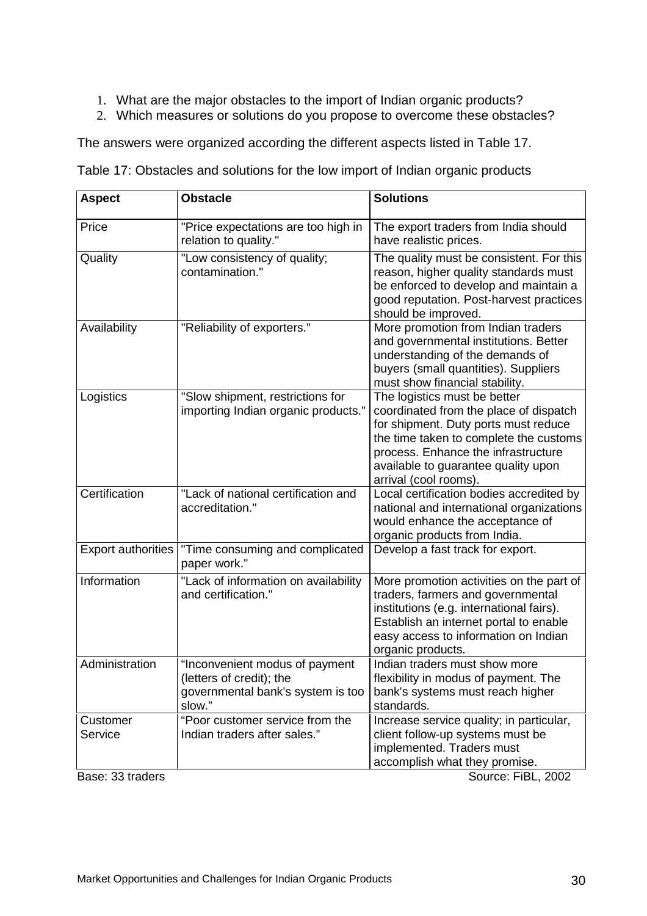1. What are the major obstacles to the import of Indian organic products?
2. Which measures or solutions do you propose to overcome these obstacles?

The answers were organized according the different aspects listed in Table 17.

Table 17: Obstacles and solutions for the low import of Indian organic products

| Aspect | Obstacle | Solutions |
|---|---|---|
| Price | "Price expectations are too high in relation to quality." | The export traders from India should have realistic prices. |
| Quality | "Low consistency of quality; contamination." | The quality must be consistent. For this reason, higher quality standards must be enforced to develop and maintain a good reputation. Post-harvest practices should be improved. |
| Availability | "Reliability of exporters." | More promotion from Indian traders and governmental institutions. Better understanding of the demands of buyers (small quantities). Suppliers must show financial stability. |
| Logistics | "Slow shipment, restrictions for importing Indian organic products." | The logistics must be better coordinated from the place of dispatch for shipment. Duty ports must reduce the time taken to complete the customs process. Enhance the infrastructure available to guarantee quality upon arrival (cool rooms). |
| Certification | "Lack of national certification and accreditation." | Local certification bodies accredited by national and international organizations would enhance the acceptance of organic products from India. |
| Export authorities | "Time consuming and complicated paper work." | Develop a fast track for export. |
| Information | "Lack of information on availability and certification." | More promotion activities on the part of traders, farmers and governmental institutions (e.g. international fairs). Establish an internet portal to enable easy access to information on Indian organic products. |
| Administration | "Inconvenient modus of payment (letters of credit); the governmental bank's system is too slow." | Indian traders must show more flexibility in modus of payment. The bank's systems must reach higher standards. |
| Customer Service | "Poor customer service from the Indian traders after sales." | Increase service quality; in particular, client follow-up systems must be implemented. Traders must accomplish what they promise. |

Base: 33 traders Source: FiBL, 2002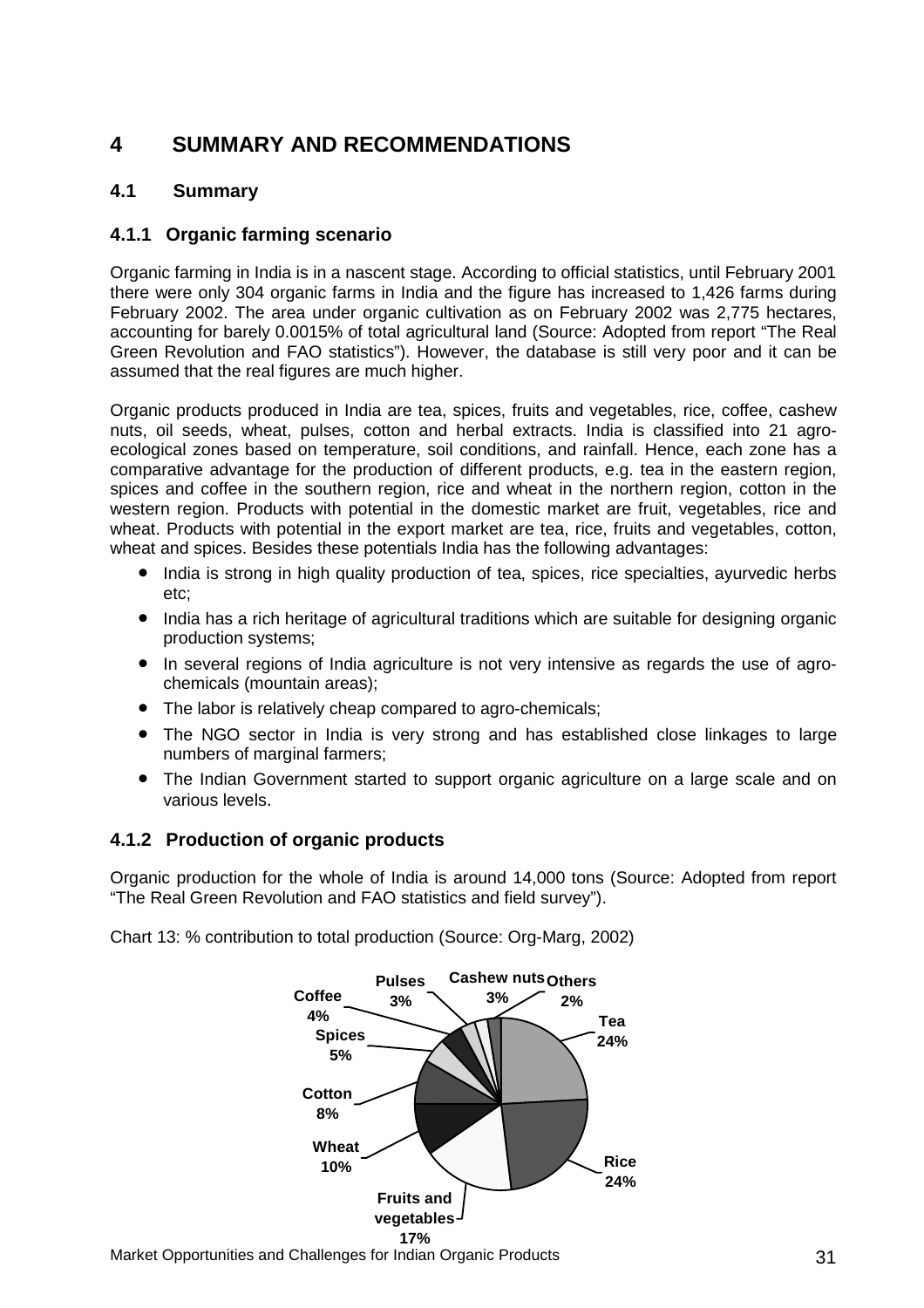# 4 SUMMARY AND RECOMMENDATIONS

## 4.1 Summary

### 4.1.1 Organic farming scenario

Organic farming in India is in a nascent stage. According to official statistics, until February 2001 there were only 304 organic farms in India and the figure has increased to 1,426 farms during February 2002. The area under organic cultivation as on February 2002 was 2,775 hectares, accounting for barely 0.0015% of total agricultural land (Source: Adopted from report "The Real Green Revolution and FAO statistics"). However, the database is still very poor and it can be assumed that the real figures are much higher.

Organic products produced in India are tea, spices, fruits and vegetables, rice, coffee, cashew nuts, oil seeds, wheat, pulses, cotton and herbal extracts. India is classified into 21 agro-ecological zones based on temperature, soil conditions, and rainfall. Hence, each zone has a comparative advantage for the production of different products, e.g. tea in the eastern region, spices and coffee in the southern region, rice and wheat in the northern region, cotton in the western region. Products with potential in the domestic market are fruit, vegetables, rice and wheat. Products with potential in the export market are tea, rice, fruits and vegetables, cotton, wheat and spices. Besides these potentials India has the following advantages:

- India is strong in high quality production of tea, spices, rice specialties, ayurvedic herbs etc;
- India has a rich heritage of agricultural traditions which are suitable for designing organic production systems;
- In several regions of India agriculture is not very intensive as regards the use of agro-chemicals (mountain areas);
- The labor is relatively cheap compared to agro-chemicals;
- The NGO sector in India is very strong and has established close linkages to large numbers of marginal farmers;
- The Indian Government started to support organic agriculture on a large scale and on various levels.

### 4.1.2 Production of organic products

Organic production for the whole of India is around 14,000 tons (Source: Adopted from report "The Real Green Revolution and FAO statistics and field survey").

Chart 13: % contribution to total production (Source: Org-Marg, 2002)

| Product | % |
|---|---|
| Tea | 24% |
| Rice | 24% |
| Fruits and vegetables | 17% |
| Wheat | 10% |
| Cotton | 8% |
| Spices | 5% |
| Coffee | 4% |
| Pulses | 3% |
| Cashew nuts | 3% |
| Others | 2% |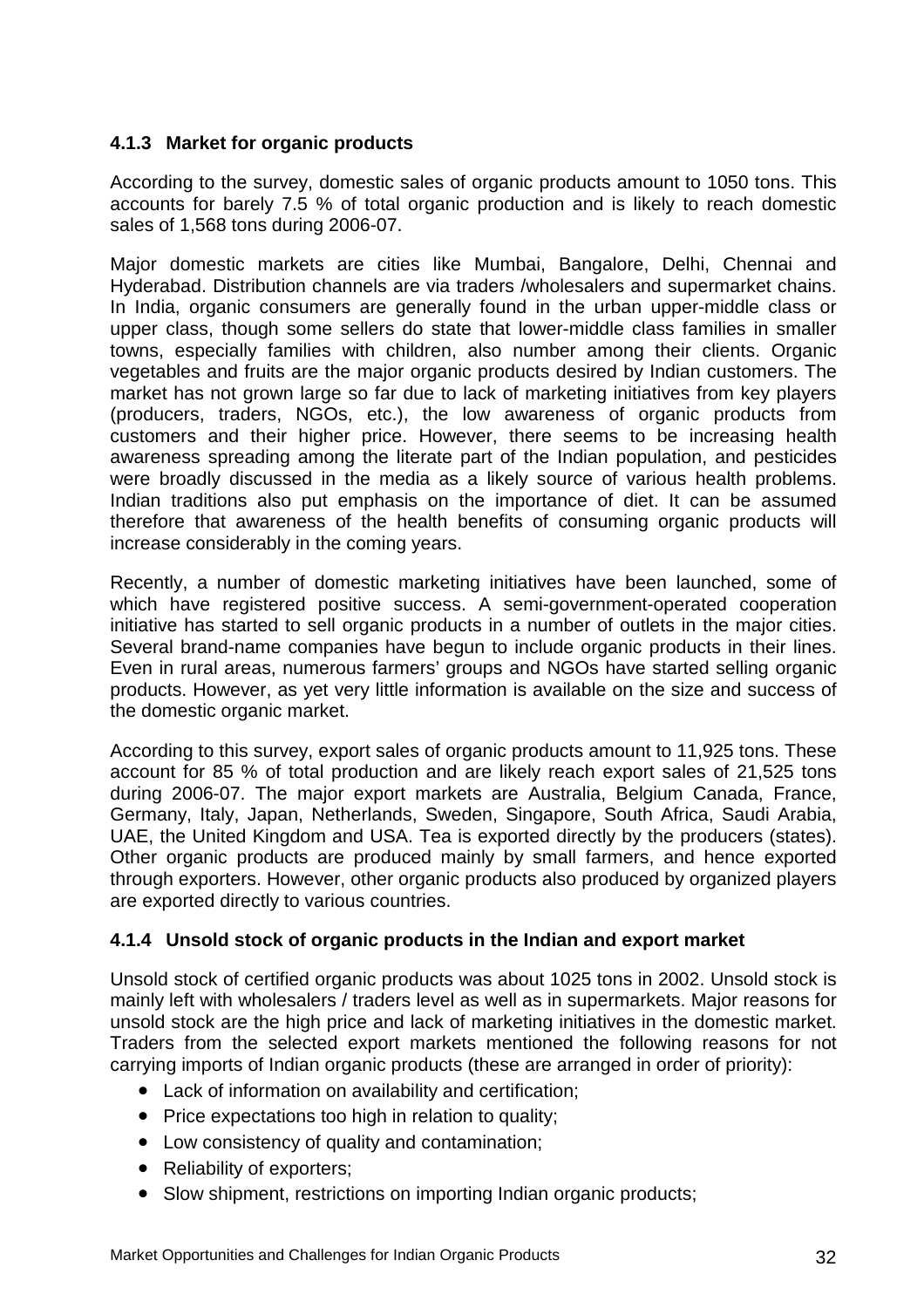### 4.1.3 Market for organic products

According to the survey, domestic sales of organic products amount to 1050 tons. This accounts for barely 7.5 % of total organic production and is likely to reach domestic sales of 1,568 tons during 2006-07.

Major domestic markets are cities like Mumbai, Bangalore, Delhi, Chennai and Hyderabad. Distribution channels are via traders /wholesalers and supermarket chains. In India, organic consumers are generally found in the urban upper-middle class or upper class, though some sellers do state that lower-middle class families in smaller towns, especially families with children, also number among their clients. Organic vegetables and fruits are the major organic products desired by Indian customers. The market has not grown large so far due to lack of marketing initiatives from key players (producers, traders, NGOs, etc.), the low awareness of organic products from customers and their higher price. However, there seems to be increasing health awareness spreading among the literate part of the Indian population, and pesticides were broadly discussed in the media as a likely source of various health problems. Indian traditions also put emphasis on the importance of diet. It can be assumed therefore that awareness of the health benefits of consuming organic products will increase considerably in the coming years.

Recently, a number of domestic marketing initiatives have been launched, some of which have registered positive success. A semi-government-operated cooperation initiative has started to sell organic products in a number of outlets in the major cities. Several brand-name companies have begun to include organic products in their lines. Even in rural areas, numerous farmers' groups and NGOs have started selling organic products. However, as yet very little information is available on the size and success of the domestic organic market.

According to this survey, export sales of organic products amount to 11,925 tons. These account for 85 % of total production and are likely reach export sales of 21,525 tons during 2006-07. The major export markets are Australia, Belgium Canada, France, Germany, Italy, Japan, Netherlands, Sweden, Singapore, South Africa, Saudi Arabia, UAE, the United Kingdom and USA. Tea is exported directly by the producers (states). Other organic products are produced mainly by small farmers, and hence exported through exporters. However, other organic products also produced by organized players are exported directly to various countries.

### 4.1.4 Unsold stock of organic products in the Indian and export market

Unsold stock of certified organic products was about 1025 tons in 2002. Unsold stock is mainly left with wholesalers / traders level as well as in supermarkets. Major reasons for unsold stock are the high price and lack of marketing initiatives in the domestic market. Traders from the selected export markets mentioned the following reasons for not carrying imports of Indian organic products (these are arranged in order of priority):

- Lack of information on availability and certification;
- Price expectations too high in relation to quality;
- Low consistency of quality and contamination;
- Reliability of exporters;
- Slow shipment, restrictions on importing Indian organic products;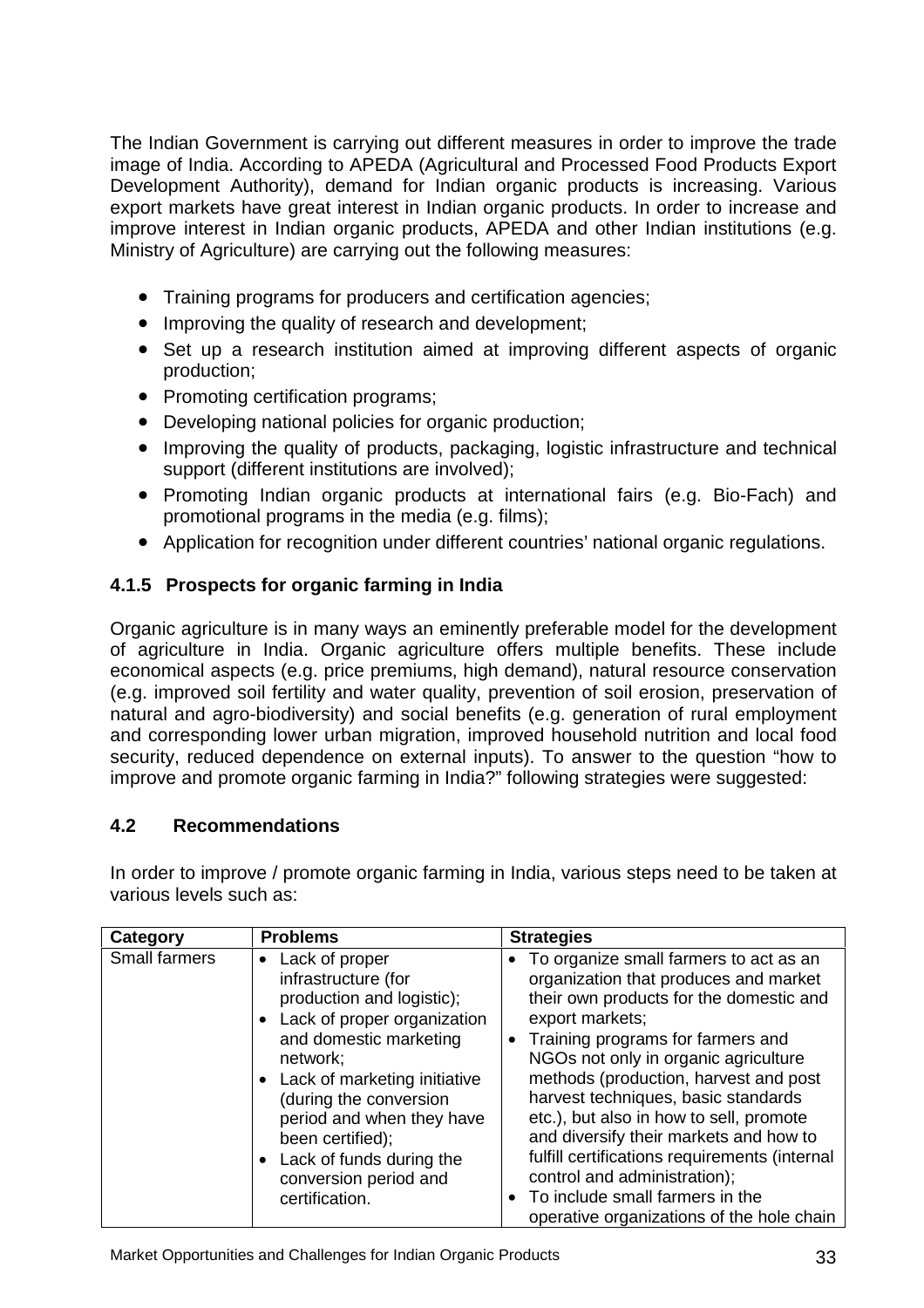The Indian Government is carrying out different measures in order to improve the trade image of India. According to APEDA (Agricultural and Processed Food Products Export Development Authority), demand for Indian organic products is increasing. Various export markets have great interest in Indian organic products. In order to increase and improve interest in Indian organic products, APEDA and other Indian institutions (e.g. Ministry of Agriculture) are carrying out the following measures:

- Training programs for producers and certification agencies;
- Improving the quality of research and development;
- Set up a research institution aimed at improving different aspects of organic production;
- Promoting certification programs;
- Developing national policies for organic production;
- Improving the quality of products, packaging, logistic infrastructure and technical support (different institutions are involved);
- Promoting Indian organic products at international fairs (e.g. Bio-Fach) and promotional programs in the media (e.g. films);
- Application for recognition under different countries' national organic regulations.

### 4.1.5 Prospects for organic farming in India

Organic agriculture is in many ways an eminently preferable model for the development of agriculture in India. Organic agriculture offers multiple benefits. These include economical aspects (e.g. price premiums, high demand), natural resource conservation (e.g. improved soil fertility and water quality, prevention of soil erosion, preservation of natural and agro-biodiversity) and social benefits (e.g. generation of rural employment and corresponding lower urban migration, improved household nutrition and local food security, reduced dependence on external inputs). To answer to the question "how to improve and promote organic farming in India?" following strategies were suggested:

## 4.2 Recommendations

In order to improve / promote organic farming in India, various steps need to be taken at various levels such as:

| Category | Problems | Strategies |
|---|---|---|
| Small farmers | • Lack of proper infrastructure (for production and logistic);<br>• Lack of proper organization and domestic marketing network;<br>• Lack of marketing initiative (during the conversion period and when they have been certified);<br>• Lack of funds during the conversion period and certification. | • To organize small farmers to act as an organization that produces and market their own products for the domestic and export markets;<br>• Training programs for farmers and NGOs not only in organic agriculture methods (production, harvest and post harvest techniques, basic standards etc.), but also in how to sell, promote and diversify their markets and how to fulfill certifications requirements (internal control and administration);<br>• To include small farmers in the operative organizations of the hole chain |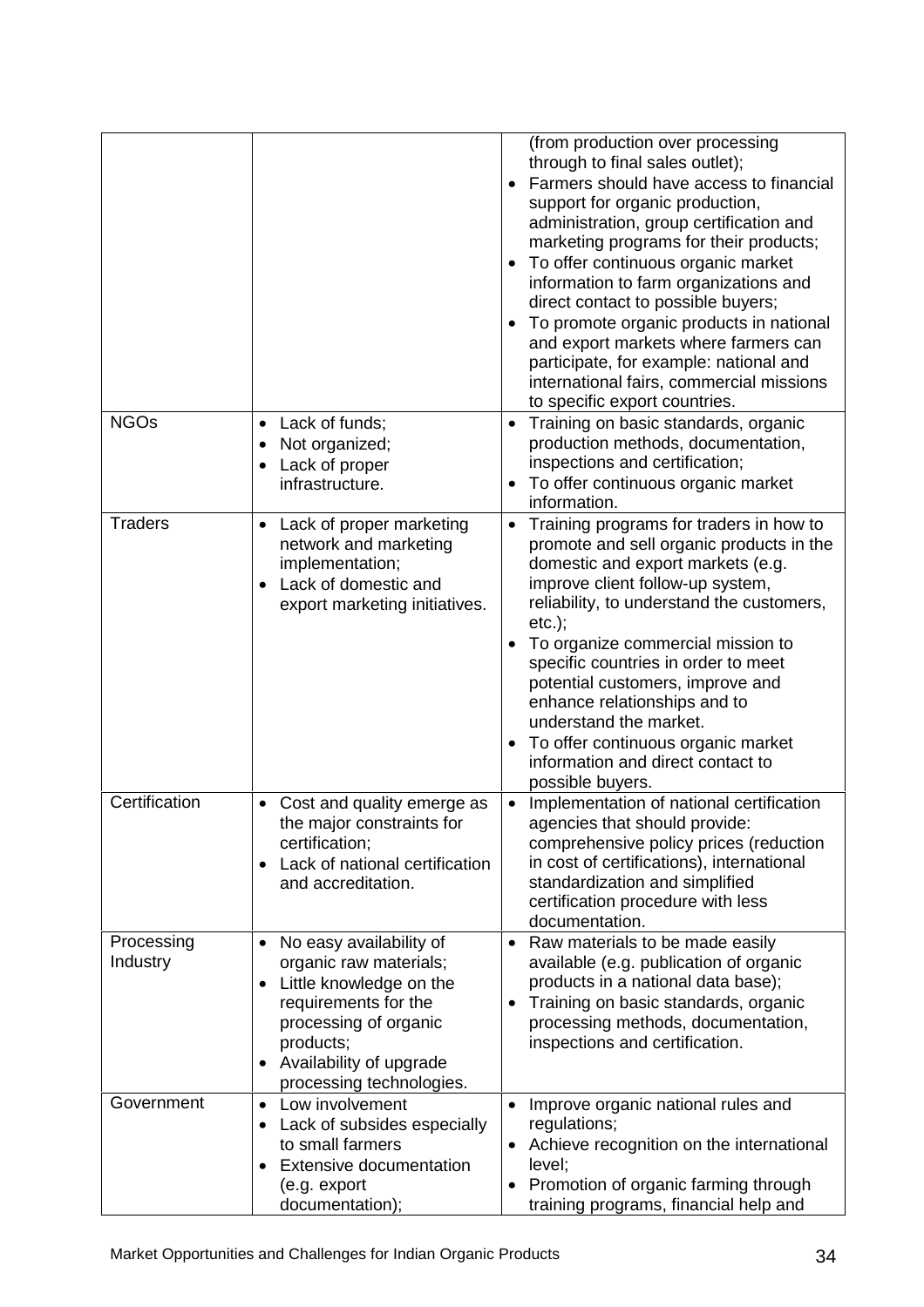| | | |
|---|---|---|
| | | (from production over processing through to final sales outlet);<br>• Farmers should have access to financial support for organic production, administration, group certification and marketing programs for their products;<br>• To offer continuous organic market information to farm organizations and direct contact to possible buyers;<br>• To promote organic products in national and export markets where farmers can participate, for example: national and international fairs, commercial missions to specific export countries. |
| NGOs | • Lack of funds;<br>• Not organized;<br>• Lack of proper infrastructure. | • Training on basic standards, organic production methods, documentation, inspections and certification;<br>• To offer continuous organic market information. |
| Traders | • Lack of proper marketing network and marketing implementation;<br>• Lack of domestic and export marketing initiatives. | • Training programs for traders in how to promote and sell organic products in the domestic and export markets (e.g. improve client follow-up system, reliability, to understand the customers, etc.);<br>• To organize commercial mission to specific countries in order to meet potential customers, improve and enhance relationships and to understand the market.<br>• To offer continuous organic market information and direct contact to possible buyers. |
| Certification | • Cost and quality emerge as the major constraints for certification;<br>• Lack of national certification and accreditation. | • Implementation of national certification agencies that should provide: comprehensive policy prices (reduction in cost of certifications), international standardization and simplified certification procedure with less documentation. |
| Processing Industry | • No easy availability of organic raw materials;<br>• Little knowledge on the requirements for the processing of organic products;<br>• Availability of upgrade processing technologies. | • Raw materials to be made easily available (e.g. publication of organic products in a national data base);<br>• Training on basic standards, organic processing methods, documentation, inspections and certification. |
| Government | • Low involvement<br>• Lack of subsides especially to small farmers<br>• Extensive documentation (e.g. export documentation); | • Improve organic national rules and regulations;<br>• Achieve recognition on the international level;<br>• Promotion of organic farming through training programs, financial help and |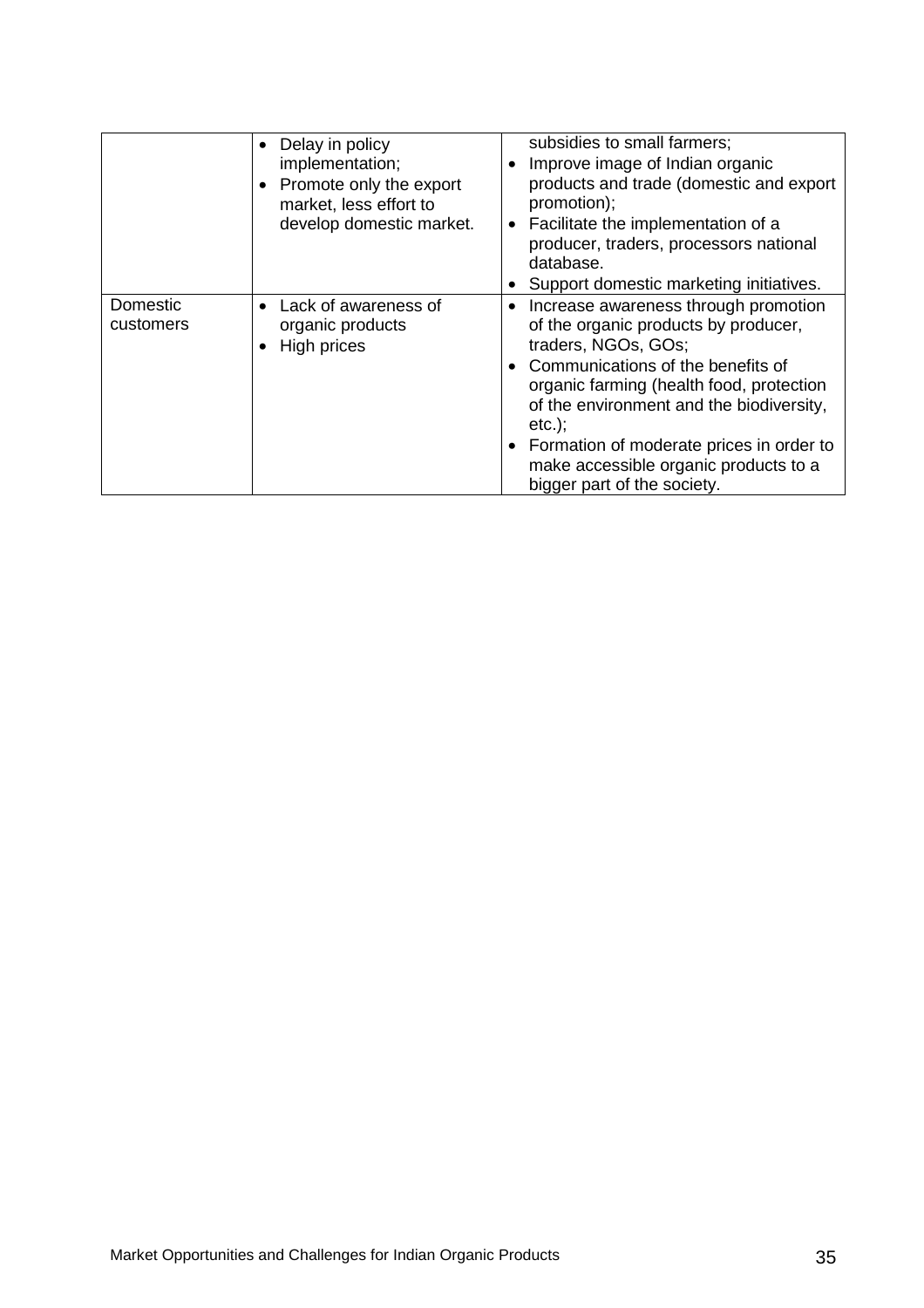| | | |
|---|---|---|
| | • Delay in policy implementation;<br>• Promote only the export market, less effort to develop domestic market. | subsidies to small farmers;<br>• Improve image of Indian organic products and trade (domestic and export promotion);<br>• Facilitate the implementation of a producer, traders, processors national database.<br>• Support domestic marketing initiatives. |
| Domestic customers | • Lack of awareness of organic products<br>• High prices | • Increase awareness through promotion of the organic products by producer, traders, NGOs, GOs;<br>• Communications of the benefits of organic farming (health food, protection of the environment and the biodiversity, etc.);<br>• Formation of moderate prices in order to make accessible organic products to a bigger part of the society. |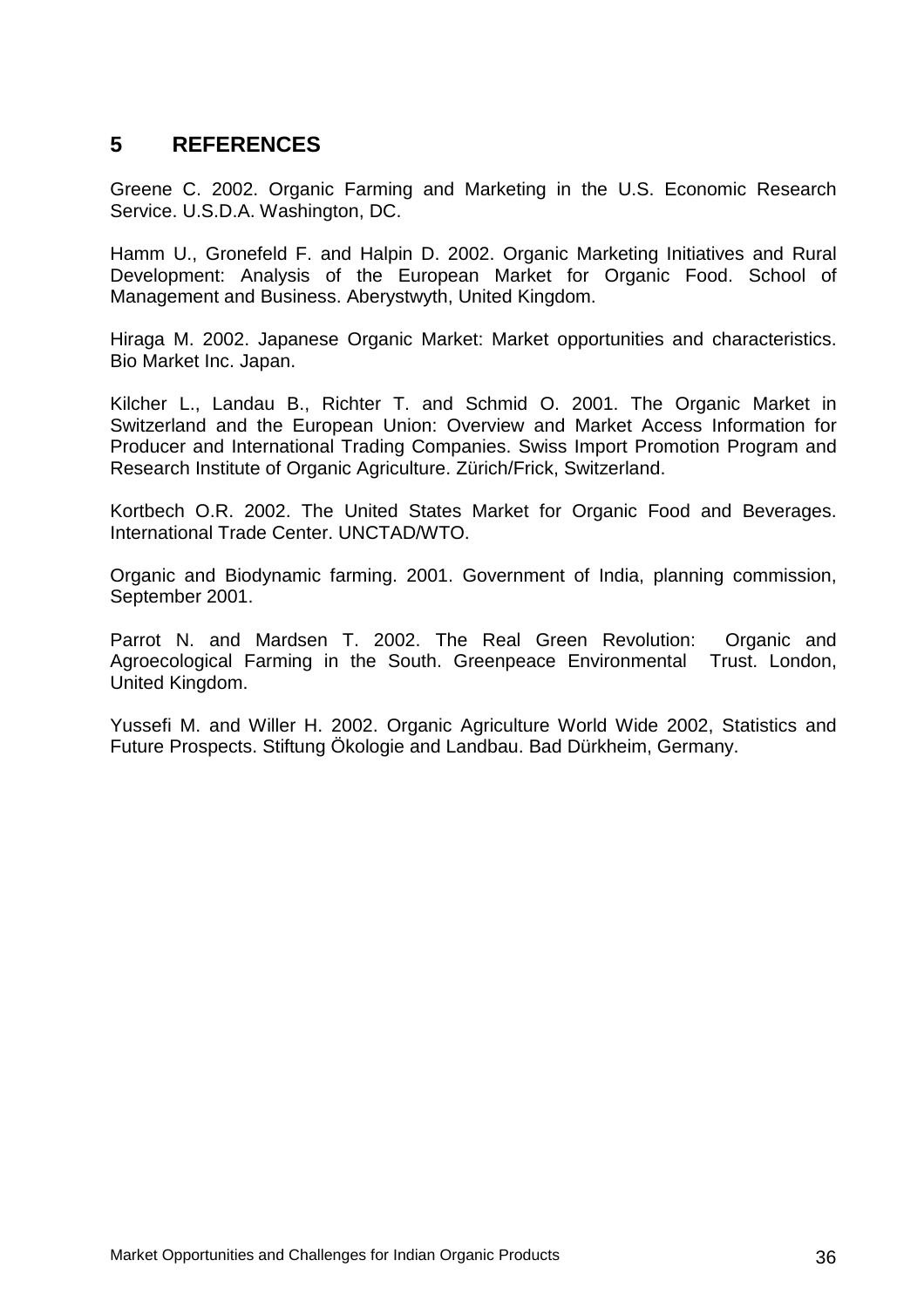## 5 REFERENCES

Greene C. 2002. Organic Farming and Marketing in the U.S. Economic Research Service. U.S.D.A. Washington, DC.

Hamm U., Gronefeld F. and Halpin D. 2002. Organic Marketing Initiatives and Rural Development: Analysis of the European Market for Organic Food. School of Management and Business. Aberystwyth, United Kingdom.

Hiraga M. 2002. Japanese Organic Market: Market opportunities and characteristics. Bio Market Inc. Japan.

Kilcher L., Landau B., Richter T. and Schmid O. 2001. The Organic Market in Switzerland and the European Union: Overview and Market Access Information for Producer and International Trading Companies. Swiss Import Promotion Program and Research Institute of Organic Agriculture. Zürich/Frick, Switzerland.

Kortbech O.R. 2002. The United States Market for Organic Food and Beverages. International Trade Center. UNCTAD/WTO.

Organic and Biodynamic farming. 2001. Government of India, planning commission, September 2001.

Parrot N. and Mardsen T. 2002. The Real Green Revolution: Organic and Agroecological Farming in the South. Greenpeace Environmental Trust. London, United Kingdom.

Yussefi M. and Willer H. 2002. Organic Agriculture World Wide 2002, Statistics and Future Prospects. Stiftung Ökologie and Landbau. Bad Dürkheim, Germany.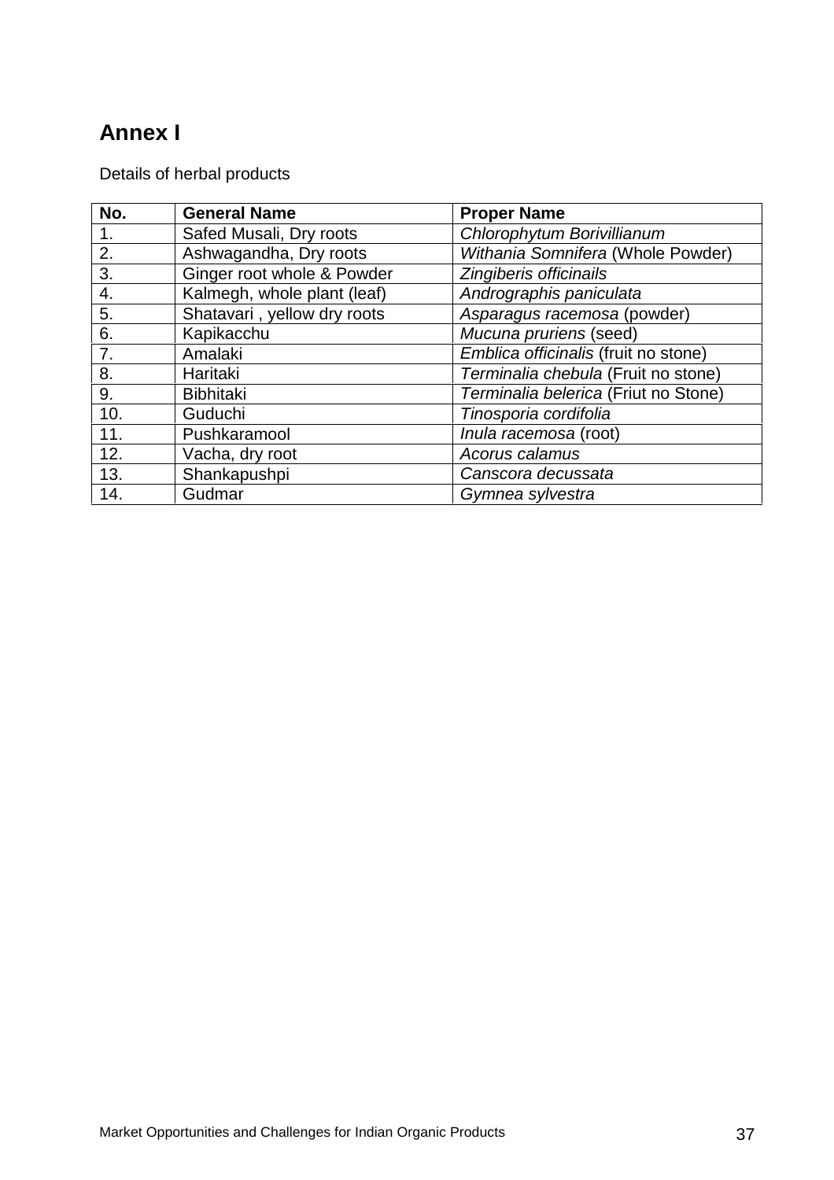# Annex I

Details of herbal products

| No. | General Name | Proper Name |
|---|---|---|
| 1. | Safed Musali, Dry roots | *Chlorophytum Borivillianum* |
| 2. | Ashwagandha, Dry roots | *Withania Somnifera* (Whole Powder) |
| 3. | Ginger root whole & Powder | *Zingiberis officinails* |
| 4. | Kalmegh, whole plant (leaf) | *Andrographis paniculata* |
| 5. | Shatavari , yellow dry roots | *Asparagus racemosa* (powder) |
| 6. | Kapikacchu | *Mucuna pruriens* (seed) |
| 7. | Amalaki | *Emblica officinalis* (fruit no stone) |
| 8. | Haritaki | *Terminalia chebula* (Fruit no stone) |
| 9. | Bibhitaki | *Terminalia belerica* (Friut no Stone) |
| 10. | Guduchi | *Tinosporia cordifolia* |
| 11. | Pushkaramool | *Inula racemosa* (root) |
| 12. | Vacha, dry root | *Acorus calamus* |
| 13. | Shankapushpi | *Canscora decussata* |
| 14. | Gudmar | *Gymnea sylvestra* |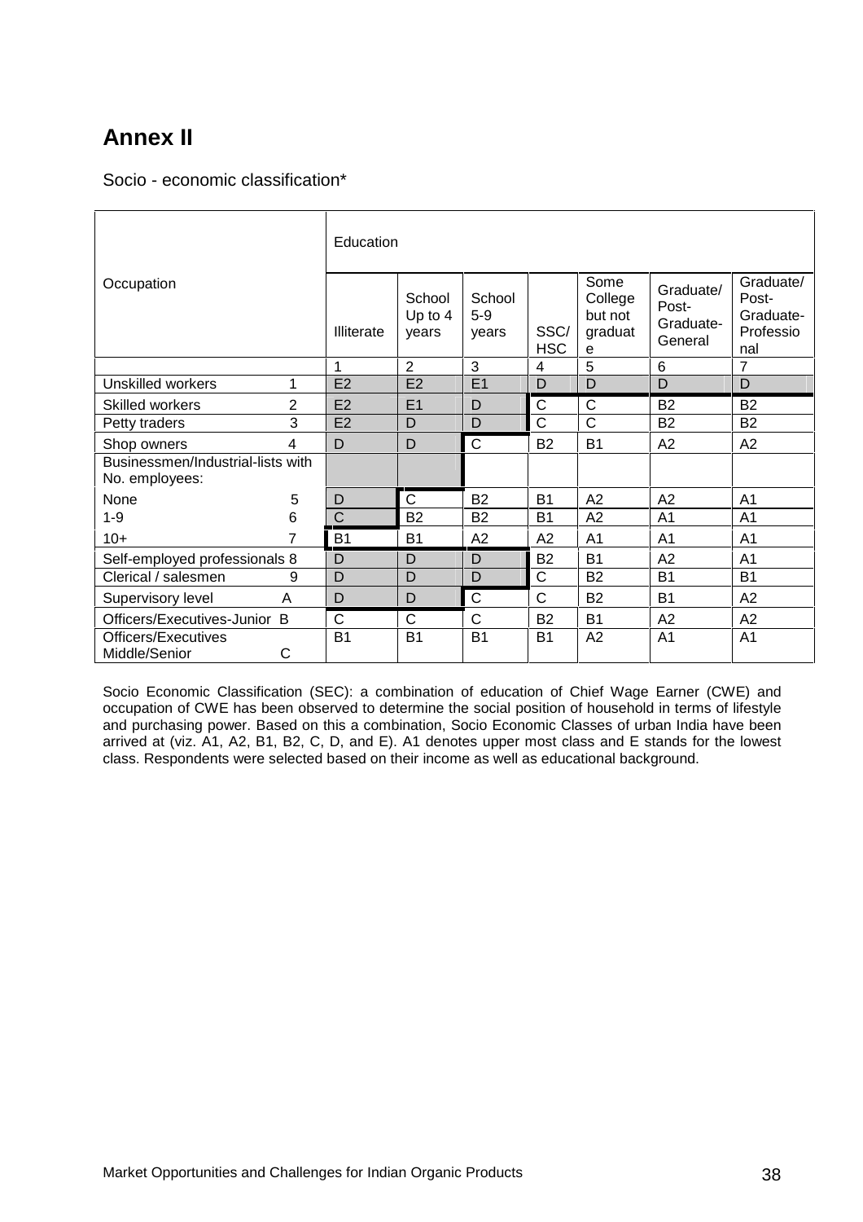# Annex II

Socio - economic classification*

| Occupation | | Education | | | | | | |
|---|---|---|---|---|---|---|---|---|
| | | Illiterate | School Up to 4 years | School 5-9 years | SSC/ HSC | Some College but not graduate | Graduate/ Post-Graduate-General | Graduate/ Post-Graduate-Professional |
| | | 1 | 2 | 3 | 4 | 5 | 6 | 7 |
| Unskilled workers | 1 | E2 | E2 | E1 | D | D | D | D |
| Skilled workers | 2 | E2 | E1 | D | C | C | B2 | B2 |
| Petty traders | 3 | E2 | D | D | C | C | B2 | B2 |
| Shop owners | 4 | D | D | C | B2 | B1 | A2 | A2 |
| Businessmen/Industrial-lists with No. employees: | | | | | | | | |
| None | 5 | D | C | B2 | B1 | A2 | A2 | A1 |
| 1-9 | 6 | C | B2 | B2 | B1 | A2 | A1 | A1 |
| 10+ | 7 | B1 | B1 | A2 | A2 | A1 | A1 | A1 |
| Self-employed professionals | 8 | D | D | D | B2 | B1 | A2 | A1 |
| Clerical / salesmen | 9 | D | D | D | C | B2 | B1 | B1 |
| Supervisory level | A | D | D | C | C | B2 | B1 | A2 |
| Officers/Executives-Junior | B | C | C | C | B2 | B1 | A2 | A2 |
| Officers/Executives Middle/Senior | C | B1 | B1 | B1 | B1 | A2 | A1 | A1 |

Socio Economic Classification (SEC): a combination of education of Chief Wage Earner (CWE) and occupation of CWE has been observed to determine the social position of household in terms of lifestyle and purchasing power. Based on this a combination, Socio Economic Classes of urban India have been arrived at (viz. A1, A2, B1, B2, C, D, and E). A1 denotes upper most class and E stands for the lowest class. Respondents were selected based on their income as well as educational background.